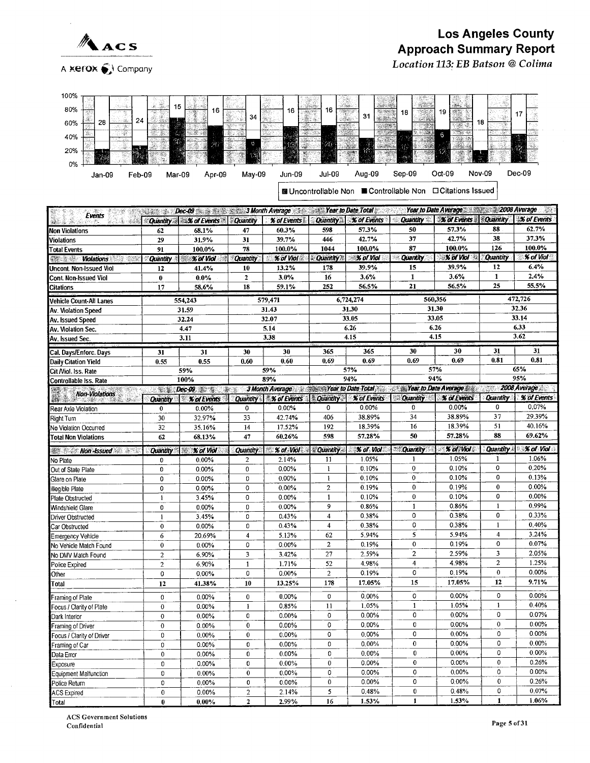# Los Angeles County
# Approach Summary Report
*Location 113: EB Batson @ Colima*

ACS
A xerox Company

■ Uncontrollable Non ■ Controllable Non □ Citations Issued

| Events | Dec-09 | | 3 Month Average | | Year to Date Total | | Year to Date Average | | 2008 Average | |
|---|---|---|---|---|---|---|---|---|---|---|
| | Quantity | % of Events | Quantity | % of Events | Quantity | % of Events | Quantity | % of Events | Quantity | % of Events |
| Non Violations | 62 | 68.1% | 47 | 60.3% | 598 | 57.3% | 50 | 57.3% | 88 | 62.7% |
| Violations | 29 | 31.9% | 31 | 39.7% | 446 | 42.7% | 37 | 42.7% | 38 | 37.3% |
| Total Events | 91 | 100.0% | 78 | 100.0% | 1044 | 100.0% | 87 | 100.0% | 126 | 100.0% |
| Violations | Quantity | % of Viol | Quantity | % of Viol | Quantity | % of Viol | Quantity | % of Viol | Quantity | % of Viol |
| Uncont. Non-Issued Viol | 12 | 41.4% | 10 | 13.2% | 178 | 39.9% | 15 | 39.9% | 12 | 6.4% |
| Cont. Non-Issued Viol | 0 | 0.0% | 2 | 3.0% | 16 | 3.6% | 1 | 3.6% | 1 | 2.4% |
| Citations | 17 | 58.6% | 18 | 59.1% | 252 | 56.5% | 21 | 56.5% | 25 | 55.5% |
| Vehicle Count-All Lanes | 554,243 | | 579,471 | | 6,724,274 | | 560,356 | | 472,726 | |
| Av. Violation Speed | 31.59 | | 31.43 | | 31.30 | | 31.30 | | 32.36 | |
| Av. Issued Speed | 32.24 | | 32.07 | | 33.05 | | 33.05 | | 33.14 | |
| Av. Violation Sec. | 4.47 | | 5.14 | | 6.26 | | 6.26 | | 6.33 | |
| Av. Issued Sec. | 3.11 | | 3.38 | | 4.15 | | 4.15 | | 3.62 | |
| Cal. Days/Enforc. Days | 31 | 31 | 30 | 30 | 365 | 365 | 30 | 30 | 31 | 31 |
| Daily Citation Yield | 0.55 | 0.55 | 0.60 | 0.60 | 0.69 | 0.69 | 0.69 | 0.69 | 0.81 | 0.81 |
| Cit./Viol. Iss. Rate | 59% | | 59% | | 57% | | 57% | | 65% | |
| Controllable Iss. Rate | 100% | | 89% | | 94% | | 94% | | 95% | |
| Non-Violations | Quantity | % of Events | Quantity | % of Events | Quantity | % of Events | Quantity | % of Events | Quantity | % of Events |
| Rear Axle Violation | 0 | 0.00% | 0 | 0.00% | 0 | 0.00% | 0 | 0.00% | 0 | 0.07% |
| Right Turn | 30 | 32.97% | 33 | 42.74% | 406 | 38.89% | 34 | 38.89% | 37 | 29.39% |
| No Violation Occurred | 32 | 35.16% | 14 | 17.52% | 192 | 18.39% | 16 | 18.39% | 51 | 40.16% |
| Total Non Violations | 62 | 68.13% | 47 | 60.26% | 598 | 57.28% | 50 | 57.28% | 88 | 69.62% |
| Non-Issued | Quantity | % of Viol | Quantity | % of Viol | Quantity | % of Viol | Quantity | % of Viol | Quantity | % of Viol |
| No Plate | 0 | 0.00% | 2 | 2.14% | 11 | 1.05% | 1 | 1.05% | 1 | 1.06% |
| Out of State Plate | 0 | 0.00% | 0 | 0.00% | 1 | 0.10% | 0 | 0.10% | 0 | 0.20% |
| Glare on Plate | 0 | 0.00% | 0 | 0.00% | 1 | 0.10% | 0 | 0.10% | 0 | 0.13% |
| Illegible Plate | 0 | 0.00% | 0 | 0.00% | 2 | 0.19% | 0 | 0.19% | 0 | 0.00% |
| Plate Obstructed | 1 | 3.45% | 0 | 0.00% | 1 | 0.10% | 0 | 0.10% | 0 | 0.00% |
| Windshield Glare | 0 | 0.00% | 0 | 0.00% | 9 | 0.86% | 1 | 0.86% | 1 | 0.99% |
| Driver Obstructed | 1 | 3.45% | 0 | 0.43% | 4 | 0.38% | 0 | 0.38% | 0 | 0.33% |
| Car Obstructed | 0 | 0.00% | 0 | 0.43% | 4 | 0.38% | 0 | 0.38% | 1 | 0.40% |
| Emergency Vehicle | 6 | 20.69% | 4 | 5.13% | 62 | 5.94% | 5 | 5.94% | 4 | 3.24% |
| No Vehicle Match Found | 0 | 0.00% | 0 | 0.00% | 2 | 0.19% | 0 | 0.19% | 0 | 0.07% |
| No DMV Match Found | 2 | 6.90% | 3 | 3.42% | 27 | 2.59% | 2 | 2.59% | 3 | 2.05% |
| Police Expired | 2 | 6.90% | 1 | 1.71% | 52 | 4.98% | 4 | 4.98% | 2 | 1.25% |
| Other | 0 | 0.00% | 0 | 0.00% | 2 | 0.19% | 0 | 0.19% | 0 | 0.00% |
| Total | 12 | 41.38% | 10 | 13.25% | 178 | 17.05% | 15 | 17.05% | 12 | 9.71% |
| Framing of Plate | 0 | 0.00% | 0 | 0.00% | 0 | 0.00% | 0 | 0.00% | 0 | 0.00% |
| Focus / Clarity of Plate | 0 | 0.00% | 1 | 0.85% | 11 | 1.05% | 1 | 1.05% | 1 | 0.40% |
| Dark Interior | 0 | 0.00% | 0 | 0.00% | 0 | 0.00% | 0 | 0.00% | 0 | 0.07% |
| Framing of Driver | 0 | 0.00% | 0 | 0.00% | 0 | 0.00% | 0 | 0.00% | 0 | 0.00% |
| Focus / Clarity of Driver | 0 | 0.00% | 0 | 0.00% | 0 | 0.00% | 0 | 0.00% | 0 | 0.00% |
| Framing of Car | 0 | 0.00% | 0 | 0.00% | 0 | 0.00% | 0 | 0.00% | 0 | 0.00% |
| Data Error | 0 | 0.00% | 0 | 0.00% | 0 | 0.00% | 0 | 0.00% | 0 | 0.00% |
| Exposure | 0 | 0.00% | 0 | 0.00% | 0 | 0.00% | 0 | 0.00% | 0 | 0.26% |
| Equipment Malfunction | 0 | 0.00% | 0 | 0.00% | 0 | 0.00% | 0 | 0.00% | 0 | 0.00% |
| Police Return | 0 | 0.00% | 0 | 0.00% | 0 | 0.00% | 0 | 0.00% | 0 | 0.26% |
| ACS Expired | 0 | 0.00% | 2 | 2.14% | 5 | 0.48% | 0 | 0.48% | 0 | 0.07% |
| Total | 0 | 0.00% | 2 | 2.99% | 16 | 1.53% | 1 | 1.53% | 1 | 1.06% |

ACS Government Solutions
Confidential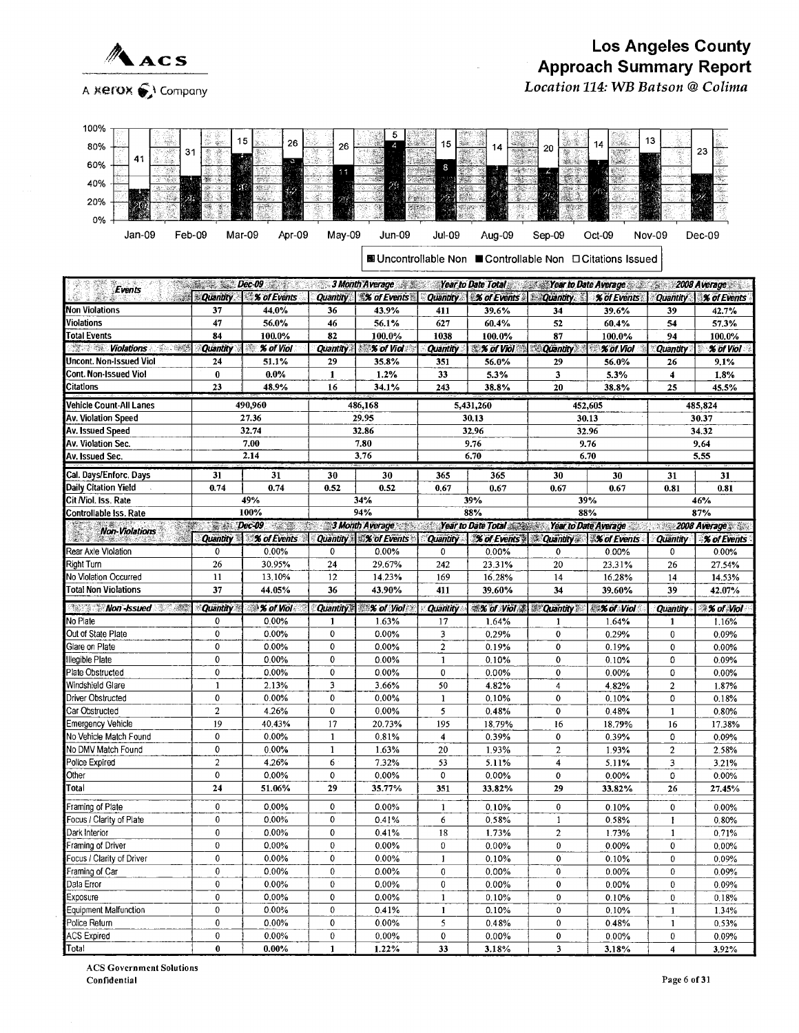# Los Angeles County Approach Summary Report

*Location 114: WB Batson @ Colima*

ACS — A Xerox Company

| Month | Citations Issued | Controllable Non | Uncontrollable Non |
|---|---|---|---|
| Jan-09 | 41 | | 20 |
| Feb-09 | 31 | | 24 |
| Mar-09 | 15 | | 38 |
| Apr-09 | 26 | 3 | 42 |
| May-09 | 26 | 11 | 26 |
| Jun-09 | 5 | 4 | 29 |
| Jul-09 | 15 | 8 | 22 |
| Aug-09 | 14 | | 20 |
| Sep-09 | 20 | 2 | 26 |
| Oct-09 | 14 | | 26 |
| Nov-09 | 13 | | 34 |
| Dec-09 | 23 | | 24 |

■ Uncontrollable Non ■ Controllable Non □ Citations Issued

| Events | Dec-09 | | 3 Month Average | | Year to Date Total | | Year to Date Average | | 2008 Average | |
|---|---|---|---|---|---|---|---|---|---|---|
| | Quantity | % of Events | Quantity | % of Events | Quantity | % of Events | Quantity | % of Events | Quantity | % of Events |
| Non Violations | 37 | 44.0% | 36 | 43.9% | 411 | 39.6% | 34 | 39.6% | 39 | 42.7% |
| Violations | 47 | 56.0% | 46 | 56.1% | 627 | 60.4% | 52 | 60.4% | 54 | 57.3% |
| Total Events | 84 | 100.0% | 82 | 100.0% | 1038 | 100.0% | 87 | 100.0% | 94 | 100.0% |
| **Violations** | Quantity | % of Viol | Quantity | % of Viol | Quantity | % of Viol | Quantity | % of Viol | Quantity | % of Viol |
| Uncont. Non-Issued Viol | 24 | 51.1% | 29 | 35.8% | 351 | 56.0% | 29 | 56.0% | 26 | 9.1% |
| Cont. Non-Issued Viol | 0 | 0.0% | 1 | 1.2% | 33 | 5.3% | 3 | 5.3% | 4 | 1.8% |
| Citations | 23 | 48.9% | 16 | 34.1% | 243 | 38.8% | 20 | 38.8% | 25 | 45.5% |
| Vehicle Count-All Lanes | 490,960 | | 486,168 | | 5,431,260 | | 452,605 | | 485,824 | |
| Av. Violation Speed | 27.36 | | 29.95 | | 30.13 | | 30.13 | | 30.37 | |
| Av. Issued Speed | 32.74 | | 32.86 | | 32.96 | | 32.96 | | 34.32 | |
| Av. Violation Sec. | 7.00 | | 7.80 | | 9.76 | | 9.76 | | 9.64 | |
| Av. Issued Sec. | 2.14 | | 3.76 | | 6.70 | | 6.70 | | 5.55 | |
| Cal. Days/Enforc. Days | 31 | 31 | 30 | 30 | 365 | 365 | 30 | 30 | 31 | 31 |
| Daily Citation Yield | 0.74 | 0.74 | 0.52 | 0.52 | 0.67 | 0.67 | 0.67 | 0.67 | 0.81 | 0.81 |
| Cit /Viol. Iss. Rate | 49% | | 34% | | 39% | | 39% | | 46% | |
| Controllable Iss. Rate | 100% | | 94% | | 88% | | 88% | | 87% | |

| Non-Violations | Dec-09 | | 3 Month Average | | Year to Date Total | | Year to Date Average | | 2008 Average | |
|---|---|---|---|---|---|---|---|---|---|---|
| | Quantity | % of Events | Quantity | % of Events | Quantity | % of Events | Quantity | % of Events | Quantity | % of Events |
| Rear Axle Violation | 0 | 0.00% | 0 | 0.00% | 0 | 0.00% | 0 | 0.00% | 0 | 0.00% |
| Right Turn | 26 | 30.95% | 24 | 29.67% | 242 | 23.31% | 20 | 23.31% | 26 | 27.54% |
| No Violation Occurred | 11 | 13.10% | 12 | 14.23% | 169 | 16.28% | 14 | 16.28% | 14 | 14.53% |
| Total Non Violations | 37 | 44.05% | 36 | 43.90% | 411 | 39.60% | 34 | 39.60% | 39 | 42.07% |

| Non-Issued | Quantity | % of Viol | Quantity | % of Viol | Quantity | % of Viol | Quantity | % of Viol | Quantity | % of Viol |
|---|---|---|---|---|---|---|---|---|---|---|
| No Plate | 0 | 0.00% | 1 | 1.63% | 17 | 1.64% | 1 | 1.64% | 1 | 1.16% |
| Out of State Plate | 0 | 0.00% | 0 | 0.00% | 3 | 0.29% | 0 | 0.29% | 0 | 0.09% |
| Glare on Plate | 0 | 0.00% | 0 | 0.00% | 2 | 0.19% | 0 | 0.19% | 0 | 0.00% |
| Illegible Plate | 0 | 0.00% | 0 | 0.00% | 1 | 0.10% | 0 | 0.10% | 0 | 0.09% |
| Plate Obstructed | 0 | 0.00% | 0 | 0.00% | 0 | 0.00% | 0 | 0.00% | 0 | 0.00% |
| Windshield Glare | 1 | 2.13% | 3 | 3.66% | 50 | 4.82% | 4 | 4.82% | 2 | 1.87% |
| Driver Obstructed | 0 | 0.00% | 0 | 0.00% | 1 | 0.10% | 0 | 0.10% | 0 | 0.18% |
| Car Obstructed | 2 | 4.26% | 0 | 0.00% | 5 | 0.48% | 0 | 0.48% | 1 | 0.80% |
| Emergency Vehicle | 19 | 40.43% | 17 | 20.73% | 195 | 18.79% | 16 | 18.79% | 16 | 17.38% |
| No Vehicle Match Found | 0 | 0.00% | 1 | 0.81% | 4 | 0.39% | 0 | 0.39% | 0 | 0.09% |
| No DMV Match Found | 0 | 0.00% | 1 | 1.63% | 20 | 1.93% | 2 | 1.93% | 2 | 2.58% |
| Police Expired | 2 | 4.26% | 6 | 7.32% | 53 | 5.11% | 4 | 5.11% | 3 | 3.21% |
| Other | 0 | 0.00% | 0 | 0.00% | 0 | 0.00% | 0 | 0.00% | 0 | 0.00% |
| Total | 24 | 51.06% | 29 | 35.77% | 351 | 33.82% | 29 | 33.82% | 26 | 27.45% |
| Framing of Plate | 0 | 0.00% | 0 | 0.00% | 1 | 0.10% | 0 | 0.10% | 0 | 0.00% |
| Focus / Clarity of Plate | 0 | 0.00% | 0 | 0.41% | 6 | 0.58% | 1 | 0.58% | 1 | 0.80% |
| Dark Interior | 0 | 0.00% | 0 | 0.41% | 18 | 1.73% | 2 | 1.73% | 1 | 0.71% |
| Framing of Driver | 0 | 0.00% | 0 | 0.00% | 0 | 0.00% | 0 | 0.00% | 0 | 0.00% |
| Focus / Clarity of Driver | 0 | 0.00% | 0 | 0.00% | 1 | 0.10% | 0 | 0.10% | 0 | 0.09% |
| Framing of Car | 0 | 0.00% | 0 | 0.00% | 0 | 0.00% | 0 | 0.00% | 0 | 0.09% |
| Data Error | 0 | 0.00% | 0 | 0.00% | 0 | 0.00% | 0 | 0.00% | 0 | 0.09% |
| Exposure | 0 | 0.00% | 0 | 0.00% | 1 | 0.10% | 0 | 0.10% | 0 | 0.18% |
| Equipment Malfunction | 0 | 0.00% | 0 | 0.41% | 1 | 0.10% | 0 | 0.10% | 1 | 1.34% |
| Police Return | 0 | 0.00% | 0 | 0.00% | 5 | 0.48% | 0 | 0.48% | 1 | 0.53% |
| ACS Expired | 0 | 0.00% | 0 | 0.00% | 0 | 0.00% | 0 | 0.00% | 0 | 0.09% |
| Total | 0 | 0.00% | 1 | 1.22% | 33 | 3.18% | 3 | 3.18% | 4 | 3.92% |

ACS Government Solutions
Confidential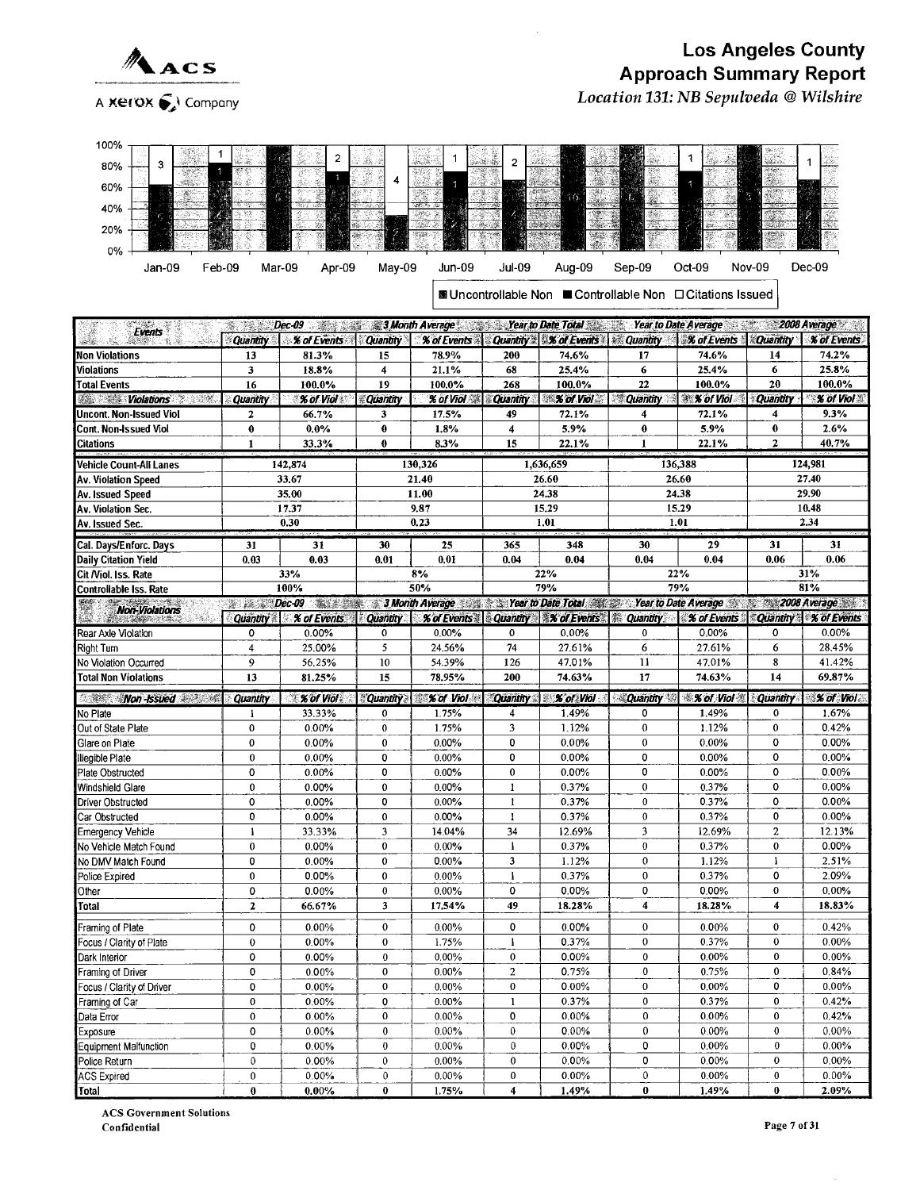# Los Angeles County Approach Summary Report

*Location 131: NB Sepulveda @ Wilshire*

ACS
A Xerox Company

■ Uncontrollable Non ■ Controllable Non □ Citations Issued

| Events | Dec-09 | | 3 Month Average | | Year to Date Total | | Year to Date Average | | 2008 Average | |
|---|---|---|---|---|---|---|---|---|---|---|
| | Quantity | % of Events | Quantity | % of Events | Quantity | % of Events | Quantity | % of Events | Quantity | % of Events |
| **Non Violations** | 13 | 81.3% | 15 | 78.9% | 200 | 74.6% | 17 | 74.6% | 14 | 74.2% |
| **Violations** | 3 | 18.8% | 4 | 21.1% | 68 | 25.4% | 6 | 25.4% | 6 | 25.8% |
| **Total Events** | 16 | 100.0% | 19 | 100.0% | 268 | 100.0% | 22 | 100.0% | 20 | 100.0% |
| **Violations** | Quantity | % of Viol | Quantity | % of Viol | Quantity | % of Viol | Quantity | % of Viol | Quantity | % of Viol |
| **Uncont. Non-Issued Viol** | 2 | 66.7% | 3 | 17.5% | 49 | 72.1% | 4 | 72.1% | 4 | 9.3% |
| **Cont. Non-Issued Viol** | 0 | 0.0% | 0 | 1.8% | 4 | 5.9% | 0 | 5.9% | 0 | 2.6% |
| **Citations** | 1 | 33.3% | 0 | 8.3% | 15 | 22.1% | 1 | 22.1% | 2 | 40.7% |
| **Vehicle Count-All Lanes** | 142,874 | | 130,326 | | 1,636,659 | | 136,388 | | 124,981 | |
| **Av. Violation Speed** | 33.67 | | 21.40 | | 26.60 | | 26.60 | | 27.40 | |
| **Av. Issued Speed** | 35.00 | | 11.00 | | 24.38 | | 24.38 | | 29.90 | |
| **Av. Violation Sec.** | 17.37 | | 9.87 | | 15.29 | | 15.29 | | 10.48 | |
| **Av. Issued Sec.** | 0.30 | | 0.23 | | 1.01 | | 1.01 | | 2.34 | |
| **Cal. Days/Enforc. Days** | 31 | 31 | 30 | 25 | 365 | 348 | 30 | 29 | 31 | 31 |
| **Daily Citation Yield** | 0.03 | 0.03 | 0.01 | 0.01 | 0.04 | 0.04 | 0.04 | 0.04 | 0.06 | 0.06 |
| **Cit /Viol. Iss. Rate** | 33% | | 8% | | 22% | | 22% | | 31% | |
| **Controllable Iss. Rate** | 100% | | 50% | | 79% | | 79% | | 81% | |
| **Non-Violations** | Quantity | % of Events | Quantity | % of Events | Quantity | % of Events | Quantity | % of Events | Quantity | % of Events |
| Rear Axle Violation | 0 | 0.00% | 0 | 0.00% | 0 | 0.00% | 0 | 0.00% | 0 | 0.00% |
| Right Turn | 4 | 25.00% | 5 | 24.56% | 74 | 27.61% | 6 | 27.61% | 6 | 28.45% |
| No Violation Occurred | 9 | 56.25% | 10 | 54.39% | 126 | 47.01% | 11 | 47.01% | 8 | 41.42% |
| **Total Non Violations** | 13 | 81.25% | 15 | 78.95% | 200 | 74.63% | 17 | 74.63% | 14 | 69.87% |
| **Non-Issued** | Quantity | % of Viol | Quantity | % of Viol | Quantity | % of Viol | Quantity | % of Viol | Quantity | % of Viol |
| No Plate | 1 | 33.33% | 0 | 1.75% | 4 | 1.49% | 0 | 1.49% | 0 | 1.67% |
| Out of State Plate | 0 | 0.00% | 0 | 1.75% | 3 | 1.12% | 0 | 1.12% | 0 | 0.42% |
| Glare on Plate | 0 | 0.00% | 0 | 0.00% | 0 | 0.00% | 0 | 0.00% | 0 | 0.00% |
| Illegible Plate | 0 | 0.00% | 0 | 0.00% | 0 | 0.00% | 0 | 0.00% | 0 | 0.00% |
| Plate Obstructed | 0 | 0.00% | 0 | 0.00% | 0 | 0.00% | 0 | 0.00% | 0 | 0.00% |
| Windshield Glare | 0 | 0.00% | 0 | 0.00% | 1 | 0.37% | 0 | 0.37% | 0 | 0.00% |
| Driver Obstructed | 0 | 0.00% | 0 | 0.00% | 1 | 0.37% | 0 | 0.37% | 0 | 0.00% |
| Car Obstructed | 0 | 0.00% | 0 | 0.00% | 1 | 0.37% | 0 | 0.37% | 0 | 0.00% |
| Emergency Vehicle | 1 | 33.33% | 3 | 14.04% | 34 | 12.69% | 3 | 12.69% | 2 | 12.13% |
| No Vehicle Match Found | 0 | 0.00% | 0 | 0.00% | 1 | 0.37% | 0 | 0.37% | 0 | 0.00% |
| No DMV Match Found | 0 | 0.00% | 0 | 0.00% | 3 | 1.12% | 0 | 1.12% | 1 | 2.51% |
| Police Expired | 0 | 0.00% | 0 | 0.00% | 1 | 0.37% | 0 | 0.37% | 0 | 2.09% |
| Other | 0 | 0.00% | 0 | 0.00% | 0 | 0.00% | 0 | 0.00% | 0 | 0.00% |
| **Total** | 2 | 66.67% | 3 | 17.54% | 49 | 18.28% | 4 | 18.28% | 4 | 18.83% |
| Framing of Plate | 0 | 0.00% | 0 | 0.00% | 0 | 0.00% | 0 | 0.00% | 0 | 0.42% |
| Focus / Clarity of Plate | 0 | 0.00% | 0 | 1.75% | 1 | 0.37% | 0 | 0.37% | 0 | 0.00% |
| Dark Interior | 0 | 0.00% | 0 | 0.00% | 0 | 0.00% | 0 | 0.00% | 0 | 0.00% |
| Framing of Driver | 0 | 0.00% | 0 | 0.00% | 2 | 0.75% | 0 | 0.75% | 0 | 0.84% |
| Focus / Clarity of Driver | 0 | 0.00% | 0 | 0.00% | 0 | 0.00% | 0 | 0.00% | 0 | 0.00% |
| Framing of Car | 0 | 0.00% | 0 | 0.00% | 1 | 0.37% | 0 | 0.37% | 0 | 0.42% |
| Data Error | 0 | 0.00% | 0 | 0.00% | 0 | 0.00% | 0 | 0.00% | 0 | 0.42% |
| Exposure | 0 | 0.00% | 0 | 0.00% | 0 | 0.00% | 0 | 0.00% | 0 | 0.00% |
| Equipment Malfunction | 0 | 0.00% | 0 | 0.00% | 0 | 0.00% | 0 | 0.00% | 0 | 0.00% |
| Police Return | 0 | 0.00% | 0 | 0.00% | 0 | 0.00% | 0 | 0.00% | 0 | 0.00% |
| ACS Expired | 0 | 0.00% | 0 | 0.00% | 0 | 0.00% | 0 | 0.00% | 0 | 0.00% |
| **Total** | 0 | 0.00% | 0 | 1.75% | 4 | 1.49% | 0 | 1.49% | 0 | 2.09% |

ACS Government Solutions
Confidential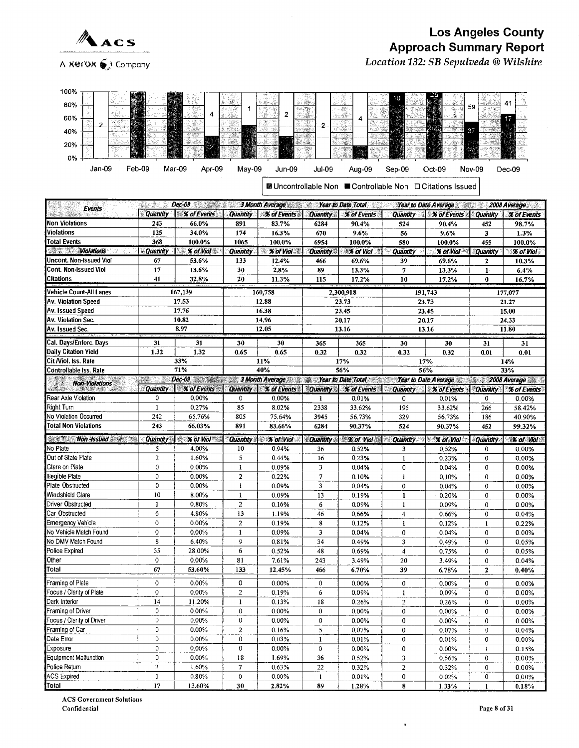# Los Angeles County
## Approach Summary Report

*Location 132: SB Sepulveda @ Wilshire*

| Events | Dec-09 | | 3 Month Average | | Year to Date Total | | Year to Date Average | | 2008 Average | |
|---|---|---|---|---|---|---|---|---|---|---|
| | Quantity | % of Events | Quantity | % of Events | Quantity | % of Events | Quantity | % of Events | Quantity | % of Events |
| Non Violations | 243 | 66.0% | 891 | 83.7% | 6284 | 90.4% | 524 | 90.4% | 452 | 98.7% |
| Violations | 125 | 34.0% | 174 | 16.3% | 670 | 9.6% | 56 | 9.6% | 3 | 1.3% |
| Total Events | 368 | 100.0% | 1065 | 100.0% | 6954 | 100.0% | 580 | 100.0% | 455 | 100.0% |
| Violations | Quantity | % of Viol | Quantity | % of Viol | Quantity | % of Viol | Quantity | % of Viol | Quantity | % of Viol |
| Uncont. Non-Issued Viol | 67 | 53.6% | 133 | 12.4% | 466 | 69.6% | 39 | 69.6% | 2 | 10.3% |
| Cont. Non-Issued Viol | 17 | 13.6% | 30 | 2.8% | 89 | 13.3% | 7 | 13.3% | 1 | 6.4% |
| Citations | 41 | 32.8% | 20 | 11.3% | 115 | 17.2% | 10 | 17.2% | 0 | 16.7% |
| Vehicle Count-All Lanes | 167,139 | | 160,758 | | 2,300,918 | | 191,743 | | 177,077 | |
| Av. Violation Speed | 17.53 | | 12.88 | | 23.73 | | 23.73 | | 21.27 | |
| Av. Issued Speed | 17.76 | | 16.38 | | 23.45 | | 23.45 | | 15.00 | |
| Av. Violation Sec. | 10.82 | | 14.96 | | 20.17 | | 20.17 | | 24.33 | |
| Av. Issued Sec. | 8.97 | | 12.05 | | 13.16 | | 13.16 | | 11.80 | |
| Cal. Days/Enforc. Days | 31 | 31 | 30 | 30 | 365 | 365 | 30 | 30 | 31 | 31 |
| Daily Citation Yield | 1.32 | 1.32 | 0.65 | 0.65 | 0.32 | 0.32 | 0.32 | 0.32 | 0.01 | 0.01 |
| Cit /Viol. Iss. Rate | 33% | | 11% | | 17% | | 17% | | 14% | |
| Controllable Iss. Rate | 71% | | 40% | | 56% | | 56% | | 33% | |

| Non-Violations | Dec-09 | | 3 Month Average | | Year to Date Total | | Year to Date Average | | 2008 Average | |
|---|---|---|---|---|---|---|---|---|---|---|
| | Quantity | % of Events | Quantity | % of Events | Quantity | % of Events | Quantity | % of Events | Quantity | % of Events |
| Rear Axle Violation | 0 | 0.00% | 0 | 0.00% | 1 | 0.01% | 0 | 0.01% | 0 | 0.00% |
| Right Turn | 1 | 0.27% | 85 | 8.02% | 2338 | 33.62% | 195 | 33.62% | 266 | 58.42% |
| No Violation Occurred | 242 | 65.76% | 805 | 75.64% | 3945 | 56.73% | 329 | 56.73% | 186 | 40.90% |
| Total Non Violations | 243 | 66.03% | 891 | 83.66% | 6284 | 90.37% | 524 | 90.37% | 452 | 99.32% |

| Non-Issued | Quantity | % of Viol | Quantity | % of Viol | Quantity | % of Viol | Quantity | % of Viol | Quantity | % of Viol |
|---|---|---|---|---|---|---|---|---|---|---|
| No Plate | 5 | 4.00% | 10 | 0.94% | 36 | 0.52% | 3 | 0.52% | 0 | 0.00% |
| Out of State Plate | 2 | 1.60% | 5 | 0.44% | 16 | 0.23% | 1 | 0.23% | 0 | 0.00% |
| Glare on Plate | 0 | 0.00% | 1 | 0.09% | 3 | 0.04% | 0 | 0.04% | 0 | 0.00% |
| Illegible Plate | 0 | 0.00% | 2 | 0.22% | 7 | 0.10% | 1 | 0.10% | 0 | 0.00% |
| Plate Obstructed | 0 | 0.00% | 1 | 0.09% | 3 | 0.04% | 0 | 0.04% | 0 | 0.00% |
| Windshield Glare | 10 | 8.00% | 1 | 0.09% | 13 | 0.19% | 1 | 0.20% | 0 | 0.00% |
| Driver Obstructed | 1 | 0.80% | 2 | 0.16% | 6 | 0.09% | 1 | 0.09% | 0 | 0.00% |
| Car Obstructed | 6 | 4.80% | 13 | 1.19% | 46 | 0.66% | 4 | 0.66% | 0 | 0.04% |
| Emergency Vehicle | 0 | 0.00% | 2 | 0.19% | 8 | 0.12% | 1 | 0.12% | 1 | 0.22% |
| No Vehicle Match Found | 0 | 0.00% | 1 | 0.09% | 3 | 0.04% | 0 | 0.04% | 0 | 0.00% |
| No DMV Match Found | 8 | 6.40% | 9 | 0.81% | 34 | 0.49% | 3 | 0.49% | 0 | 0.05% |
| Police Expired | 35 | 28.00% | 6 | 0.52% | 48 | 0.69% | 4 | 0.75% | 0 | 0.05% |
| Other | 0 | 0.00% | 81 | 7.61% | 243 | 3.49% | 20 | 3.49% | 0 | 0.04% |
| Total | 67 | 53.60% | 133 | 12.45% | 466 | 6.70% | 39 | 6.78% | 2 | 0.40% |
| Framing of Plate | 0 | 0.00% | 0 | 0.00% | 0 | 0.00% | 0 | 0.00% | 0 | 0.00% |
| Focus / Clarity of Plate | 0 | 0.00% | 2 | 0.19% | 6 | 0.09% | 1 | 0.09% | 0 | 0.00% |
| Dark Interior | 14 | 11.20% | 1 | 0.13% | 18 | 0.26% | 2 | 0.26% | 0 | 0.00% |
| Framing of Driver | 0 | 0.00% | 0 | 0.00% | 0 | 0.00% | 0 | 0.00% | 0 | 0.00% |
| Focus / Clarity of Driver | 0 | 0.00% | 0 | 0.00% | 0 | 0.00% | 0 | 0.00% | 0 | 0.00% |
| Framing of Car | 0 | 0.00% | 2 | 0.16% | 5 | 0.07% | 0 | 0.07% | 0 | 0.04% |
| Data Error | 0 | 0.00% | 0 | 0.03% | 1 | 0.01% | 0 | 0.01% | 0 | 0.00% |
| Exposure | 0 | 0.00% | 0 | 0.00% | 0 | 0.00% | 0 | 0.00% | 1 | 0.15% |
| Equipment Malfunction | 0 | 0.00% | 18 | 1.69% | 36 | 0.52% | 3 | 0.56% | 0 | 0.00% |
| Police Return | 2 | 1.60% | 7 | 0.63% | 22 | 0.32% | 2 | 0.32% | 0 | 0.00% |
| ACS Expired | 1 | 0.80% | 0 | 0.00% | 1 | 0.01% | 0 | 0.02% | 0 | 0.00% |
| Total | 17 | 13.60% | 30 | 2.82% | 89 | 1.28% | 8 | 1.33% | 1 | 0.18% |

ACS Government Solutions
Confidential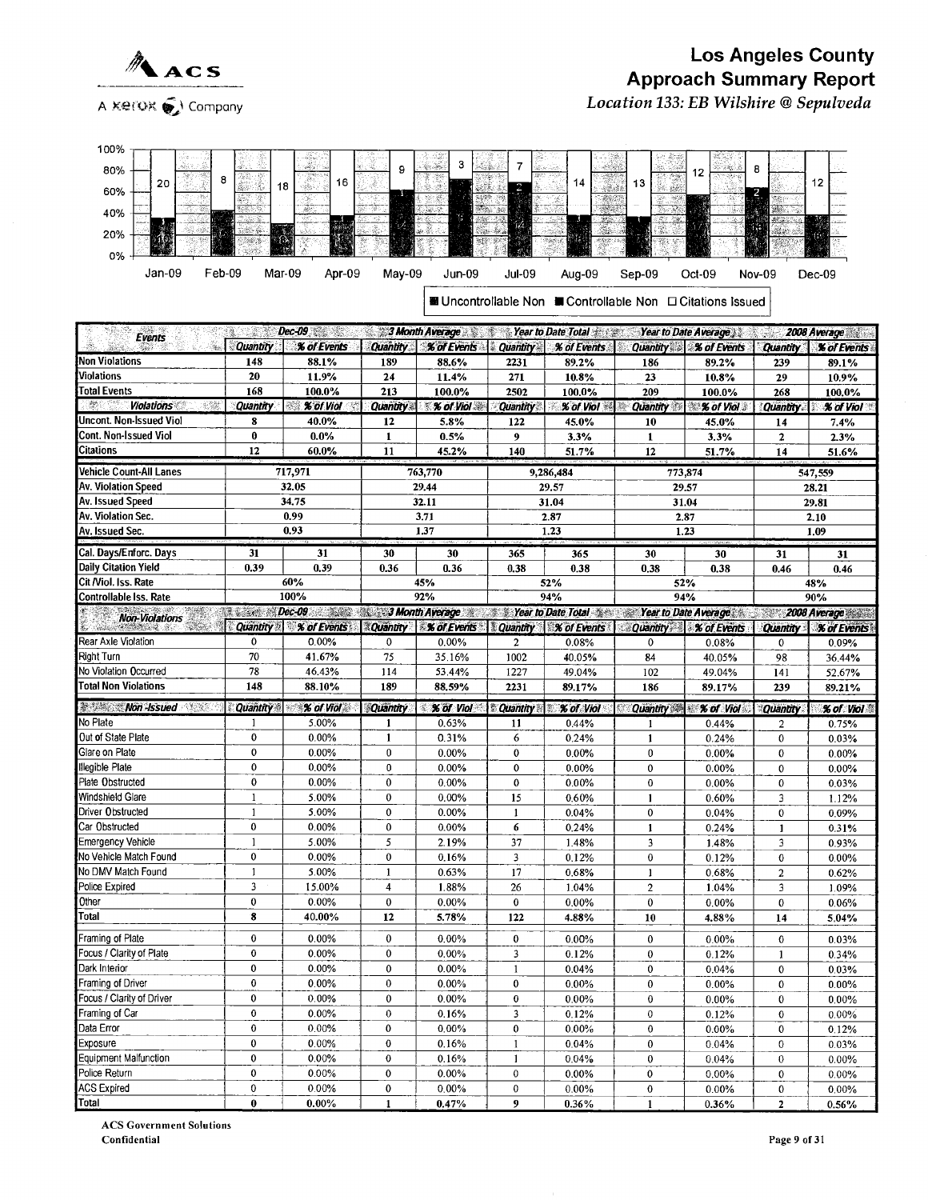# Los Angeles County
## Approach Summary Report
*Location 133: EB Wilshire @ Sepulveda*

| | Jan-09 | Feb-09 | Mar-09 | Apr-09 | May-09 | Jun-09 | Jul-09 | Aug-09 | Sep-09 | Oct-09 | Nov-09 | Dec-09 |
|---|---|---|---|---|---|---|---|---|---|---|---|---|
| Citations Issued | 20 | 8 | 18 | 16 | 9 | 3 | 7 | 14 | 13 | 12 | 8 | 12 |

■ Uncontrollable Non ■ Controllable Non □ Citations Issued

| Events | Dec-09 | | 3 Month Average | | Year to Date Total | | Year to Date Average | | 2008 Average | |
|---|---|---|---|---|---|---|---|---|---|---|
| | Quantity | % of Events | Quantity | % of Events | Quantity | % of Events | Quantity | % of Events | Quantity | % of Events |
| Non Violations | 148 | 88.1% | 189 | 88.6% | 2231 | 89.2% | 186 | 89.2% | 239 | 89.1% |
| Violations | 20 | 11.9% | 24 | 11.4% | 271 | 10.8% | 23 | 10.8% | 29 | 10.9% |
| Total Events | 168 | 100.0% | 213 | 100.0% | 2502 | 100.0% | 209 | 100.0% | 268 | 100.0% |
| Violations | Quantity | % of Viol | Quantity | % of Viol | Quantity | % of Viol | Quantity | % of Viol | Quantity | % of Viol |
| Uncont. Non-Issued Viol | 8 | 40.0% | 12 | 5.8% | 122 | 45.0% | 10 | 45.0% | 14 | 7.4% |
| Cont. Non-Issued Viol | 0 | 0.0% | 1 | 0.5% | 9 | 3.3% | 1 | 3.3% | 2 | 2.3% |
| Citations | 12 | 60.0% | 11 | 45.2% | 140 | 51.7% | 12 | 51.7% | 14 | 51.6% |
| Vehicle Count-All Lanes | 717,971 | | 763,770 | | 9,286,484 | | 773,874 | | 547,559 | |
| Av. Violation Speed | 32.05 | | 29.44 | | 29.57 | | 29.57 | | 28.21 | |
| Av. Issued Speed | 34.75 | | 32.11 | | 31.04 | | 31.04 | | 29.81 | |
| Av. Violation Sec. | 0.99 | | 3.71 | | 2.87 | | 2.87 | | 2.10 | |
| Av. Issued Sec. | 0.93 | | 1.37 | | 1.23 | | 1.23 | | 1.09 | |
| Cal. Days/Enforc. Days | 31 | 31 | 30 | 30 | 365 | 365 | 30 | 30 | 31 | 31 |
| Daily Citation Yield | 0.39 | 0.39 | 0.36 | 0.36 | 0.38 | 0.38 | 0.38 | 0.38 | 0.46 | 0.46 |
| Cit /Viol. Iss. Rate | 60% | | 45% | | 52% | | 52% | | 48% | |
| Controllable Iss. Rate | 100% | | 92% | | 94% | | 94% | | 90% | |
| Non-Violations | Quantity | % of Events | Quantity | % of Events | Quantity | % of Events | Quantity | % of Events | Quantity | % of Events |
| Rear Axle Violation | 0 | 0.00% | 0 | 0.00% | 2 | 0.08% | 0 | 0.08% | 0 | 0.09% |
| Right Turn | 70 | 41.67% | 75 | 35.16% | 1002 | 40.05% | 84 | 40.05% | 98 | 36.44% |
| No Violation Occurred | 78 | 46.43% | 114 | 53.44% | 1227 | 49.04% | 102 | 49.04% | 141 | 52.67% |
| Total Non Violations | 148 | 88.10% | 189 | 88.59% | 2231 | 89.17% | 186 | 89.17% | 239 | 89.21% |
| Non -Issued | Quantity | % of Viol | Quantity | % of Viol | Quantity | % of Viol | Quantity | % of Viol | Quantity | % of Viol |
| No Plate | 1 | 5.00% | 1 | 0.63% | 11 | 0.44% | 1 | 0.44% | 2 | 0.75% |
| Out of State Plate | 0 | 0.00% | 1 | 0.31% | 6 | 0.24% | 1 | 0.24% | 0 | 0.03% |
| Glare on Plate | 0 | 0.00% | 0 | 0.00% | 0 | 0.00% | 0 | 0.00% | 0 | 0.00% |
| Illegible Plate | 0 | 0.00% | 0 | 0.00% | 0 | 0.00% | 0 | 0.00% | 0 | 0.00% |
| Plate Obstructed | 0 | 0.00% | 0 | 0.00% | 0 | 0.00% | 0 | 0.00% | 0 | 0.03% |
| Windshield Glare | 1 | 5.00% | 0 | 0.00% | 15 | 0.60% | 1 | 0.60% | 3 | 1.12% |
| Driver Obstructed | 1 | 5.00% | 0 | 0.00% | 1 | 0.04% | 0 | 0.04% | 0 | 0.09% |
| Car Obstructed | 0 | 0.00% | 0 | 0.00% | 6 | 0.24% | 1 | 0.24% | 1 | 0.31% |
| Emergency Vehicle | 1 | 5.00% | 5 | 2.19% | 37 | 1.48% | 3 | 1.48% | 3 | 0.93% |
| No Vehicle Match Found | 0 | 0.00% | 0 | 0.16% | 3 | 0.12% | 0 | 0.12% | 0 | 0.00% |
| No DMV Match Found | 1 | 5.00% | 1 | 0.63% | 17 | 0.68% | 1 | 0.68% | 2 | 0.62% |
| Police Expired | 3 | 15.00% | 4 | 1.88% | 26 | 1.04% | 2 | 1.04% | 3 | 1.09% |
| Other | 0 | 0.00% | 0 | 0.00% | 0 | 0.00% | 0 | 0.00% | 0 | 0.06% |
| Total | 8 | 40.00% | 12 | 5.78% | 122 | 4.88% | 10 | 4.88% | 14 | 5.04% |
| Framing of Plate | 0 | 0.00% | 0 | 0.00% | 0 | 0.00% | 0 | 0.00% | 0 | 0.03% |
| Focus / Clarity of Plate | 0 | 0.00% | 0 | 0.00% | 3 | 0.12% | 0 | 0.12% | 1 | 0.34% |
| Dark Interior | 0 | 0.00% | 0 | 0.00% | 1 | 0.04% | 0 | 0.04% | 0 | 0.03% |
| Framing of Driver | 0 | 0.00% | 0 | 0.00% | 0 | 0.00% | 0 | 0.00% | 0 | 0.00% |
| Focus / Clarity of Driver | 0 | 0.00% | 0 | 0.00% | 0 | 0.00% | 0 | 0.00% | 0 | 0.00% |
| Framing of Car | 0 | 0.00% | 0 | 0.16% | 3 | 0.12% | 0 | 0.12% | 0 | 0.00% |
| Data Error | 0 | 0.00% | 0 | 0.00% | 0 | 0.00% | 0 | 0.00% | 0 | 0.12% |
| Exposure | 0 | 0.00% | 0 | 0.16% | 1 | 0.04% | 0 | 0.04% | 0 | 0.03% |
| Equipment Malfunction | 0 | 0.00% | 0 | 0.16% | 1 | 0.04% | 0 | 0.04% | 0 | 0.00% |
| Police Return | 0 | 0.00% | 0 | 0.00% | 0 | 0.00% | 0 | 0.00% | 0 | 0.00% |
| ACS Expired | 0 | 0.00% | 0 | 0.00% | 0 | 0.00% | 0 | 0.00% | 0 | 0.00% |
| Total | 0 | 0.00% | 1 | 0.47% | 9 | 0.36% | 1 | 0.36% | 2 | 0.56% |

ACS Government Solutions
Confidential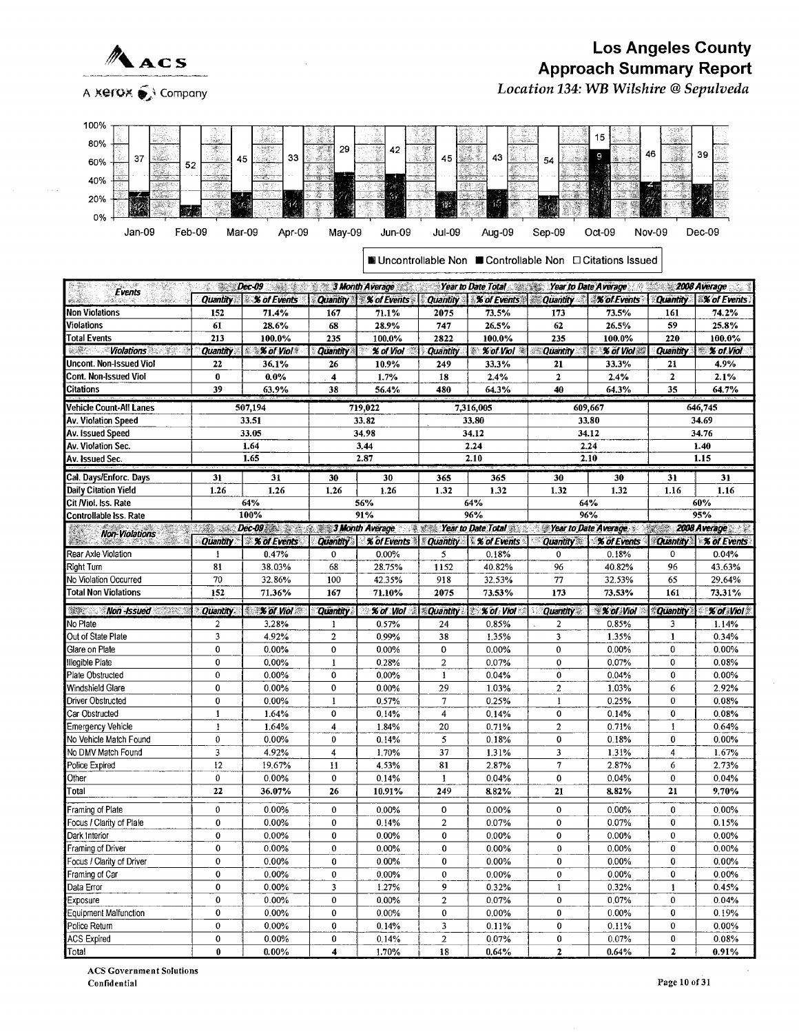ACS

A Xerox Company

# Los Angeles County
## Approach Summary Report
*Location 134: WB Wilshire @ Sepulveda*

| | Jan-09 | Feb-09 | Mar-09 | Apr-09 | May-09 | Jun-09 | Jul-09 | Aug-09 | Sep-09 | Oct-09 | Nov-09 | Dec-09 |
|---|---|---|---|---|---|---|---|---|---|---|---|---|
| Citations Issued | 37 | 52 | 45 | 33 | 29 | 42 | 45 | 43 | 54 | 15 | 46 | 39 |

■ Uncontrollable Non ■ Controllable Non □ Citations Issued

| Events | Dec-09 | | 3 Month Average | | Year to Date Total | | Year to Date Average | | 2008 Average | |
|---|---|---|---|---|---|---|---|---|---|---|
| | Quantity | % of Events | Quantity | % of Events | Quantity | % of Events | Quantity | % of Events | Quantity | % of Events |
| Non Violations | 152 | 71.4% | 167 | 71.1% | 2075 | 73.5% | 173 | 73.5% | 161 | 74.2% |
| Violations | 61 | 28.6% | 68 | 28.9% | 747 | 26.5% | 62 | 26.5% | 59 | 25.8% |
| Total Events | 213 | 100.0% | 235 | 100.0% | 2822 | 100.0% | 235 | 100.0% | 220 | 100.0% |
| Violations | Quantity | % of Viol | Quantity | % of Viol | Quantity | % of Viol | Quantity | % of Viol | Quantity | % of Viol |
| Uncont. Non-Issued Viol | 22 | 36.1% | 26 | 10.9% | 249 | 33.3% | 21 | 33.3% | 21 | 4.9% |
| Cont. Non-Issued Viol | 0 | 0.0% | 4 | 1.7% | 18 | 2.4% | 2 | 2.4% | 2 | 2.1% |
| Citations | 39 | 63.9% | 38 | 56.4% | 480 | 64.3% | 40 | 64.3% | 35 | 64.7% |
| Vehicle Count-All Lanes | 507,194 | | 719,022 | | 7,316,005 | | 609,667 | | 646,745 | |
| Av. Violation Speed | 33.51 | | 33.82 | | 33.80 | | 33.80 | | 34.69 | |
| Av. Issued Speed | 33.05 | | 34.98 | | 34.12 | | 34.12 | | 34.76 | |
| Av. Violation Sec. | 1.64 | | 3.44 | | 2.24 | | 2.24 | | 1.40 | |
| Av. Issued Sec. | 1.65 | | 2.87 | | 2.10 | | 2.10 | | 1.15 | |
| Cal. Days/Enforc. Days | 31 | 31 | 30 | 30 | 365 | 365 | 30 | 30 | 31 | 31 |
| Daily Citation Yield | 1.26 | 1.26 | 1.26 | 1.26 | 1.32 | 1.32 | 1.32 | 1.32 | 1.16 | 1.16 |
| Cit /Viol. Iss. Rate | 64% | | 56% | | 64% | | 64% | | 60% | |
| Controllable Iss. Rate | 100% | | 91% | | 96% | | 96% | | 95% | |

| Non-Violations | Dec-09 | | 3 Month Average | | Year to Date Total | | Year to Date Average | | 2008 Average | |
|---|---|---|---|---|---|---|---|---|---|---|
| | Quantity | % of Events | Quantity | % of Events | Quantity | % of Events | Quantity | % of Events | Quantity | % of Events |
| Rear Axle Violation | 1 | 0.47% | 0 | 0.00% | 5 | 0.18% | 0 | 0.18% | 0 | 0.04% |
| Right Turn | 81 | 38.03% | 68 | 28.75% | 1152 | 40.82% | 96 | 40.82% | 96 | 43.63% |
| No Violation Occurred | 70 | 32.86% | 100 | 42.35% | 918 | 32.53% | 77 | 32.53% | 65 | 29.64% |
| Total Non Violations | 152 | 71.36% | 167 | 71.10% | 2075 | 73.53% | 173 | 73.53% | 161 | 73.31% |
| Non -Issued | Quantity | % of Viol | Quantity | % of Viol | Quantity | % of Viol | Quantity | % of Viol | Quantity | % of Viol |
| No Plate | 2 | 3.28% | 1 | 0.57% | 24 | 0.85% | 2 | 0.85% | 3 | 1.14% |
| Out of State Plate | 3 | 4.92% | 2 | 0.99% | 38 | 1.35% | 3 | 1.35% | 1 | 0.34% |
| Glare on Plate | 0 | 0.00% | 0 | 0.00% | 0 | 0.00% | 0 | 0.00% | 0 | 0.00% |
| Illegible Plate | 0 | 0.00% | 1 | 0.28% | 2 | 0.07% | 0 | 0.07% | 0 | 0.08% |
| Plate Obstructed | 0 | 0.00% | 0 | 0.00% | 1 | 0.04% | 0 | 0.04% | 0 | 0.00% |
| Windshield Glare | 0 | 0.00% | 0 | 0.00% | 29 | 1.03% | 2 | 1.03% | 6 | 2.92% |
| Driver Obstructed | 0 | 0.00% | 1 | 0.57% | 7 | 0.25% | 1 | 0.25% | 0 | 0.08% |
| Car Obstructed | 1 | 1.64% | 0 | 0.14% | 4 | 0.14% | 0 | 0.14% | 0 | 0.08% |
| Emergency Vehicle | 1 | 1.64% | 4 | 1.84% | 20 | 0.71% | 2 | 0.71% | 1 | 0.64% |
| No Vehicle Match Found | 0 | 0.00% | 0 | 0.14% | 5 | 0.18% | 0 | 0.18% | 0 | 0.00% |
| No DMV Match Found | 3 | 4.92% | 4 | 1.70% | 37 | 1.31% | 3 | 1.31% | 4 | 1.67% |
| Police Expired | 12 | 19.67% | 11 | 4.53% | 81 | 2.87% | 7 | 2.87% | 6 | 2.73% |
| Other | 0 | 0.00% | 0 | 0.14% | 1 | 0.04% | 0 | 0.04% | 0 | 0.04% |
| Total | 22 | 36.07% | 26 | 10.91% | 249 | 8.82% | 21 | 8.82% | 21 | 9.70% |
| Framing of Plate | 0 | 0.00% | 0 | 0.00% | 0 | 0.00% | 0 | 0.00% | 0 | 0.00% |
| Focus / Clarity of Plate | 0 | 0.00% | 0 | 0.14% | 2 | 0.07% | 0 | 0.07% | 0 | 0.15% |
| Dark Interior | 0 | 0.00% | 0 | 0.00% | 0 | 0.00% | 0 | 0.00% | 0 | 0.00% |
| Framing of Driver | 0 | 0.00% | 0 | 0.00% | 0 | 0.00% | 0 | 0.00% | 0 | 0.00% |
| Focus / Clarity of Driver | 0 | 0.00% | 0 | 0.00% | 0 | 0.00% | 0 | 0.00% | 0 | 0.00% |
| Framing of Car | 0 | 0.00% | 0 | 0.00% | 0 | 0.00% | 0 | 0.00% | 0 | 0.00% |
| Data Error | 0 | 0.00% | 3 | 1.27% | 9 | 0.32% | 1 | 0.32% | 1 | 0.45% |
| Exposure | 0 | 0.00% | 0 | 0.00% | 2 | 0.07% | 0 | 0.07% | 0 | 0.04% |
| Equipment Malfunction | 0 | 0.00% | 0 | 0.00% | 0 | 0.00% | 0 | 0.00% | 0 | 0.19% |
| Police Return | 0 | 0.00% | 0 | 0.14% | 3 | 0.11% | 0 | 0.11% | 0 | 0.00% |
| ACS Expired | 0 | 0.00% | 0 | 0.14% | 2 | 0.07% | 0 | 0.07% | 0 | 0.08% |
| Total | 0 | 0.00% | 4 | 1.70% | 18 | 0.64% | 2 | 0.64% | 2 | 0.91% |

ACS Government Solutions
Confidential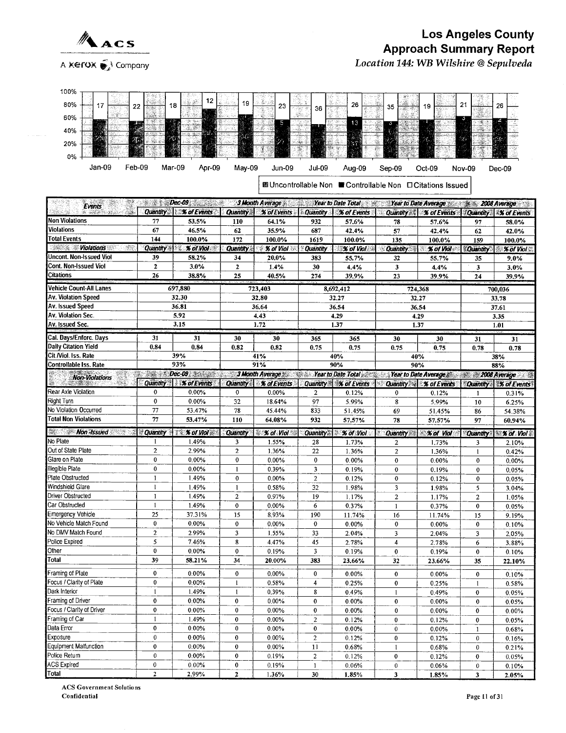# Los Angeles County
## Approach Summary Report
*Location 144: WB Wilshire @ Sepulveda*

ACS
A Xerox Company

| | Jan-09 | Feb-09 | Mar-09 | Apr-09 | May-09 | Jun-09 | Jul-09 | Aug-09 | Sep-09 | Oct-09 | Nov-09 | Dec-09 |
|---|---|---|---|---|---|---|---|---|---|---|---|---|
| Citations Issued | 17 | 22 | 18 | 12 | 19 | 23 | 36 | 26 | 35 | 19 | 21 | 26 |

Uncontrollable Non ■ Controllable Non □ Citations Issued

| Events | Dec-09 | | 3 Month Average | | Year to Date Total | | Year to Date Average | | 2008 Average | |
|---|---|---|---|---|---|---|---|---|---|---|
| | Quantity | % of Events | Quantity | % of Events | Quantity | % of Events | Quantity | % of Events | Quantity | % of Events |
| Non Violations | 77 | 53.5% | 110 | 64.1% | 932 | 57.6% | 78 | 57.6% | 97 | 58.0% |
| Violations | 67 | 46.5% | 62 | 35.9% | 687 | 42.4% | 57 | 42.4% | 62 | 42.0% |
| Total Events | 144 | 100.0% | 172 | 100.0% | 1619 | 100.0% | 135 | 100.0% | 159 | 100.0% |
| **Violations** | Quantity | % of Viol | Quantity | % of Viol | Quantity | % of Viol | Quantity | % of Viol | Quantity | % of Viol |
| Uncont. Non-Issued Viol | 39 | 58.2% | 34 | 20.0% | 383 | 55.7% | 32 | 55.7% | 35 | 9.0% |
| Cont. Non-Issued Viol | 2 | 3.0% | 2 | 1.4% | 30 | 4.4% | 3 | 4.4% | 3 | 3.0% |
| Citations | 26 | 38.8% | 25 | 40.5% | 274 | 39.9% | 23 | 39.9% | 24 | 39.9% |
| Vehicle Count-All Lanes | 697,880 | | 723,403 | | 8,692,412 | | 724,368 | | 700,036 | |
| Av. Violation Speed | 32.30 | | 32.80 | | 32.27 | | 32.27 | | 33.78 | |
| Av. Issued Speed | 36.81 | | 36.64 | | 36.54 | | 36.54 | | 37.61 | |
| Av. Violation Sec. | 5.92 | | 4.43 | | 4.29 | | 4.29 | | 3.35 | |
| Av. Issued Sec. | 3.15 | | 1.72 | | 1.37 | | 1.37 | | 1.01 | |
| Cal. Days/Enforc. Days | 31 | 31 | 30 | 30 | 365 | 365 | 30 | 30 | 31 | 31 |
| Daily Citation Yield | 0.84 | 0.84 | 0.82 | 0.82 | 0.75 | 0.75 | 0.75 | 0.75 | 0.78 | 0.78 |
| Cit /Viol. Iss. Rate | 39% | | 41% | | 40% | | 40% | | 38% | |
| Controllable Iss. Rate | 93% | | 91% | | 90% | | 90% | | 88% | |

| Non-Violations | Dec-09 | | 3 Month Average | | Year to Date Total | | Year to Date Average | | 2008 Average | |
|---|---|---|---|---|---|---|---|---|---|---|
| | Quantity | % of Events | Quantity | % of Events | Quantity | % of Events | Quantity | % of Events | Quantity | % of Events |
| Rear Axle Violation | 0 | 0.00% | 0 | 0.00% | 2 | 0.12% | 0 | 0.12% | 1 | 0.31% |
| Right Turn | 0 | 0.00% | 32 | 18.64% | 97 | 5.99% | 8 | 5.99% | 10 | 6.25% |
| No Violation Occurred | 77 | 53.47% | 78 | 45.44% | 833 | 51.45% | 69 | 51.45% | 86 | 54.38% |
| Total Non Violations | 77 | 53.47% | 110 | 64.08% | 932 | 57.57% | 78 | 57.57% | 97 | 60.94% |

| Non -Issued | Quantity | % of Viol | Quantity | % of Viol | Quantity | % of Viol | Quantity | % of Viol | Quantity | % of Viol |
|---|---|---|---|---|---|---|---|---|---|---|
| No Plate | 1 | 1.49% | 3 | 1.55% | 28 | 1.73% | 2 | 1.73% | 3 | 2.10% |
| Out of State Plate | 2 | 2.99% | 2 | 1.36% | 22 | 1.36% | 2 | 1.36% | 1 | 0.42% |
| Glare on Plate | 0 | 0.00% | 0 | 0.00% | 0 | 0.00% | 0 | 0.00% | 0 | 0.00% |
| Illegible Plate | 0 | 0.00% | 1 | 0.39% | 3 | 0.19% | 0 | 0.19% | 0 | 0.05% |
| Plate Obstructed | 1 | 1.49% | 0 | 0.00% | 2 | 0.12% | 0 | 0.12% | 0 | 0.05% |
| Windshield Glare | 1 | 1.49% | 1 | 0.58% | 32 | 1.98% | 3 | 1.98% | 5 | 3.04% |
| Driver Obstructed | 1 | 1.49% | 2 | 0.97% | 19 | 1.17% | 2 | 1.17% | 2 | 1.05% |
| Car Obstructed | 1 | 1.49% | 0 | 0.00% | 6 | 0.37% | 1 | 0.37% | 0 | 0.05% |
| Emergency Vehicle | 25 | 37.31% | 15 | 8.93% | 190 | 11.74% | 16 | 11.74% | 15 | 9.19% |
| No Vehicle Match Found | 0 | 0.00% | 0 | 0.00% | 0 | 0.00% | 0 | 0.00% | 0 | 0.10% |
| No DMV Match Found | 2 | 2.99% | 3 | 1.55% | 33 | 2.04% | 3 | 2.04% | 3 | 2.05% |
| Police Expired | 5 | 7.46% | 8 | 4.47% | 45 | 2.78% | 4 | 2.78% | 6 | 3.88% |
| Other | 0 | 0.00% | 0 | 0.19% | 3 | 0.19% | 0 | 0.19% | 0 | 0.10% |
| Total | 39 | 58.21% | 34 | 20.00% | 383 | 23.66% | 32 | 23.66% | 35 | 22.10% |
| Framing of Plate | 0 | 0.00% | 0 | 0.00% | 0 | 0.00% | 0 | 0.00% | 0 | 0.10% |
| Focus / Clarity of Plate | 0 | 0.00% | 1 | 0.58% | 4 | 0.25% | 0 | 0.25% | 1 | 0.58% |
| Dark Interior | 1 | 1.49% | 1 | 0.39% | 8 | 0.49% | 1 | 0.49% | 0 | 0.05% |
| Framing of Driver | 0 | 0.00% | 0 | 0.00% | 0 | 0.00% | 0 | 0.00% | 0 | 0.05% |
| Focus / Clarity of Driver | 0 | 0.00% | 0 | 0.00% | 0 | 0.00% | 0 | 0.00% | 0 | 0.00% |
| Framing of Car | 1 | 1.49% | 0 | 0.00% | 2 | 0.12% | 0 | 0.12% | 0 | 0.05% |
| Data Error | 0 | 0.00% | 0 | 0.00% | 0 | 0.00% | 0 | 0.00% | 1 | 0.68% |
| Exposure | 0 | 0.00% | 0 | 0.00% | 2 | 0.12% | 0 | 0.12% | 0 | 0.16% |
| Equipment Malfunction | 0 | 0.00% | 0 | 0.00% | 11 | 0.68% | 1 | 0.68% | 0 | 0.21% |
| Police Return | 0 | 0.00% | 0 | 0.19% | 2 | 0.12% | 0 | 0.12% | 0 | 0.05% |
| ACS Expired | 0 | 0.00% | 0 | 0.19% | 1 | 0.06% | 0 | 0.06% | 0 | 0.10% |
| Total | 2 | 2.99% | 2 | 1.36% | 30 | 1.85% | 3 | 1.85% | 3 | 2.05% |

ACS Government Solutions
Confidential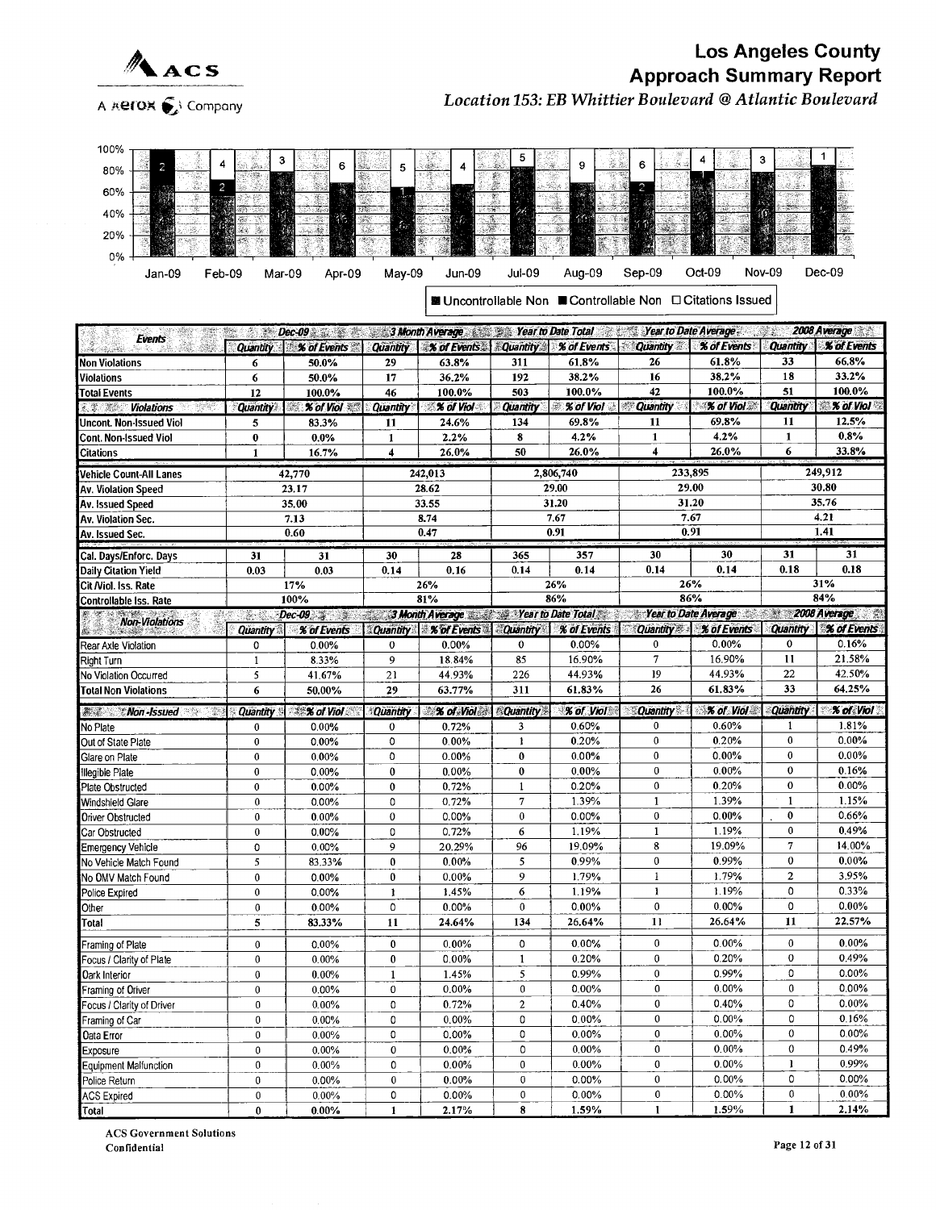# Los Angeles County
## Approach Summary Report

*Location 153: EB Whittier Boulevard @ Atlantic Boulevard*

■ Uncontrollable Non ■ Controllable Non □ Citations Issued

| Events | Dec-09 | | 3 Month Average | | Year to Date Total | | Year to Date Average | | 2008 Average | |
|---|---|---|---|---|---|---|---|---|---|---|
| | Quantity | % of Events | Quantity | % of Events | Quantity | % of Events | Quantity | % of Events | Quantity | % of Events |
| Non Violations | 6 | 50.0% | 29 | 63.8% | 311 | 61.8% | 26 | 61.8% | 33 | 66.8% |
| Violations | 6 | 50.0% | 17 | 36.2% | 192 | 38.2% | 16 | 38.2% | 18 | 33.2% |
| Total Events | 12 | 100.0% | 46 | 100.0% | 503 | 100.0% | 42 | 100.0% | 51 | 100.0% |
| Violations | Quantity | % of Viol | Quantity | % of Viol | Quantity | % of Viol | Quantity | % of Viol | Quantity | % of Viol |
| Uncont. Non-Issued Viol | 5 | 83.3% | 11 | 24.6% | 134 | 69.8% | 11 | 69.8% | 11 | 12.5% |
| Cont. Non-Issued Viol | 0 | 0.0% | 1 | 2.2% | 8 | 4.2% | 1 | 4.2% | 1 | 0.8% |
| Citations | 1 | 16.7% | 4 | 26.0% | 50 | 26.0% | 4 | 26.0% | 6 | 33.8% |
| Vehicle Count-All Lanes | 42,770 | | 242,013 | | 2,806,740 | | 233,895 | | 249,912 | |
| Av. Violation Speed | 23.17 | | 28.62 | | 29.00 | | 29.00 | | 30.80 | |
| Av. Issued Speed | 35.00 | | 33.55 | | 31.20 | | 31.20 | | 35.76 | |
| Av. Violation Sec. | 7.13 | | 8.74 | | 7.67 | | 7.67 | | 4.21 | |
| Av. Issued Sec. | 0.60 | | 0.47 | | 0.91 | | 0.91 | | 1.41 | |
| Cal. Days/Enforc. Days | 31 | 31 | 30 | 28 | 365 | 357 | 30 | 30 | 31 | 31 |
| Daily Citation Yield | 0.03 | 0.03 | 0.14 | 0.16 | 0.14 | 0.14 | 0.14 | 0.14 | 0.18 | 0.18 |
| Cit /Viol. Iss. Rate | 17% | | 26% | | 26% | | 26% | | 31% | |
| Controllable Iss. Rate | 100% | | 81% | | 86% | | 86% | | 84% | |

| Non-Violations | Dec-09 | | 3 Month Average | | Year to Date Total | | Year to Date Average | | 2008 Average | |
|---|---|---|---|---|---|---|---|---|---|---|
| | Quantity | % of Events | Quantity | % of Events | Quantity | % of Events | Quantity | % of Events | Quantity | % of Events |
| Rear Axle Violation | 0 | 0.00% | 0 | 0.00% | 0 | 0.00% | 0 | 0.00% | 0 | 0.16% |
| Right Turn | 1 | 8.33% | 9 | 18.84% | 85 | 16.90% | 7 | 16.90% | 11 | 21.58% |
| No Violation Occurred | 5 | 41.67% | 21 | 44.93% | 226 | 44.93% | 19 | 44.93% | 22 | 42.50% |
| Total Non Violations | 6 | 50.00% | 29 | 63.77% | 311 | 61.83% | 26 | 61.83% | 33 | 64.25% |

| Non-Issued | Quantity | % of Viol | Quantity | % of Viol | Quantity | % of Viol | Quantity | % of Viol | Quantity | % of Viol |
|---|---|---|---|---|---|---|---|---|---|---|
| No Plate | 0 | 0.00% | 0 | 0.72% | 3 | 0.60% | 0 | 0.60% | 1 | 1.81% |
| Out of State Plate | 0 | 0.00% | 0 | 0.00% | 1 | 0.20% | 0 | 0.20% | 0 | 0.00% |
| Glare on Plate | 0 | 0.00% | 0 | 0.00% | 0 | 0.00% | 0 | 0.00% | 0 | 0.00% |
| Illegible Plate | 0 | 0.00% | 0 | 0.00% | 0 | 0.00% | 0 | 0.00% | 0 | 0.16% |
| Plate Obstructed | 0 | 0.00% | 0 | 0.72% | 1 | 0.20% | 0 | 0.20% | 0 | 0.00% |
| Windshield Glare | 0 | 0.00% | 0 | 0.72% | 7 | 1.39% | 1 | 1.39% | 1 | 1.15% |
| Driver Obstructed | 0 | 0.00% | 0 | 0.00% | 0 | 0.00% | 0 | 0.00% | 0 | 0.66% |
| Car Obstructed | 0 | 0.00% | 0 | 0.72% | 6 | 1.19% | 1 | 1.19% | 0 | 0.49% |
| Emergency Vehicle | 0 | 0.00% | 9 | 20.29% | 96 | 19.09% | 8 | 19.09% | 7 | 14.00% |
| No Vehicle Match Found | 5 | 83.33% | 0 | 0.00% | 5 | 0.99% | 0 | 0.99% | 0 | 0.00% |
| No DMV Match Found | 0 | 0.00% | 0 | 0.00% | 9 | 1.79% | 1 | 1.79% | 2 | 3.95% |
| Police Expired | 0 | 0.00% | 1 | 1.45% | 6 | 1.19% | 1 | 1.19% | 0 | 0.33% |
| Other | 0 | 0.00% | 0 | 0.00% | 0 | 0.00% | 0 | 0.00% | 0 | 0.00% |
| Total | 5 | 83.33% | 11 | 24.64% | 134 | 26.64% | 11 | 26.64% | 11 | 22.57% |
| Framing of Plate | 0 | 0.00% | 0 | 0.00% | 0 | 0.00% | 0 | 0.00% | 0 | 0.00% |
| Focus / Clarity of Plate | 0 | 0.00% | 0 | 0.00% | 1 | 0.20% | 0 | 0.20% | 0 | 0.49% |
| Dark Interior | 0 | 0.00% | 1 | 1.45% | 5 | 0.99% | 0 | 0.99% | 0 | 0.00% |
| Framing of Driver | 0 | 0.00% | 0 | 0.00% | 0 | 0.00% | 0 | 0.00% | 0 | 0.00% |
| Focus / Clarity of Driver | 0 | 0.00% | 0 | 0.72% | 2 | 0.40% | 0 | 0.40% | 0 | 0.00% |
| Framing of Car | 0 | 0.00% | 0 | 0.00% | 0 | 0.00% | 0 | 0.00% | 0 | 0.16% |
| Data Error | 0 | 0.00% | 0 | 0.00% | 0 | 0.00% | 0 | 0.00% | 0 | 0.00% |
| Exposure | 0 | 0.00% | 0 | 0.00% | 0 | 0.00% | 0 | 0.00% | 0 | 0.49% |
| Equipment Malfunction | 0 | 0.00% | 0 | 0.00% | 0 | 0.00% | 0 | 0.00% | 1 | 0.99% |
| Police Return | 0 | 0.00% | 0 | 0.00% | 0 | 0.00% | 0 | 0.00% | 0 | 0.00% |
| ACS Expired | 0 | 0.00% | 0 | 0.00% | 0 | 0.00% | 0 | 0.00% | 0 | 0.00% |
| Total | 0 | 0.00% | 1 | 2.17% | 8 | 1.59% | 1 | 1.59% | 1 | 2.14% |

ACS Government Solutions
Confidential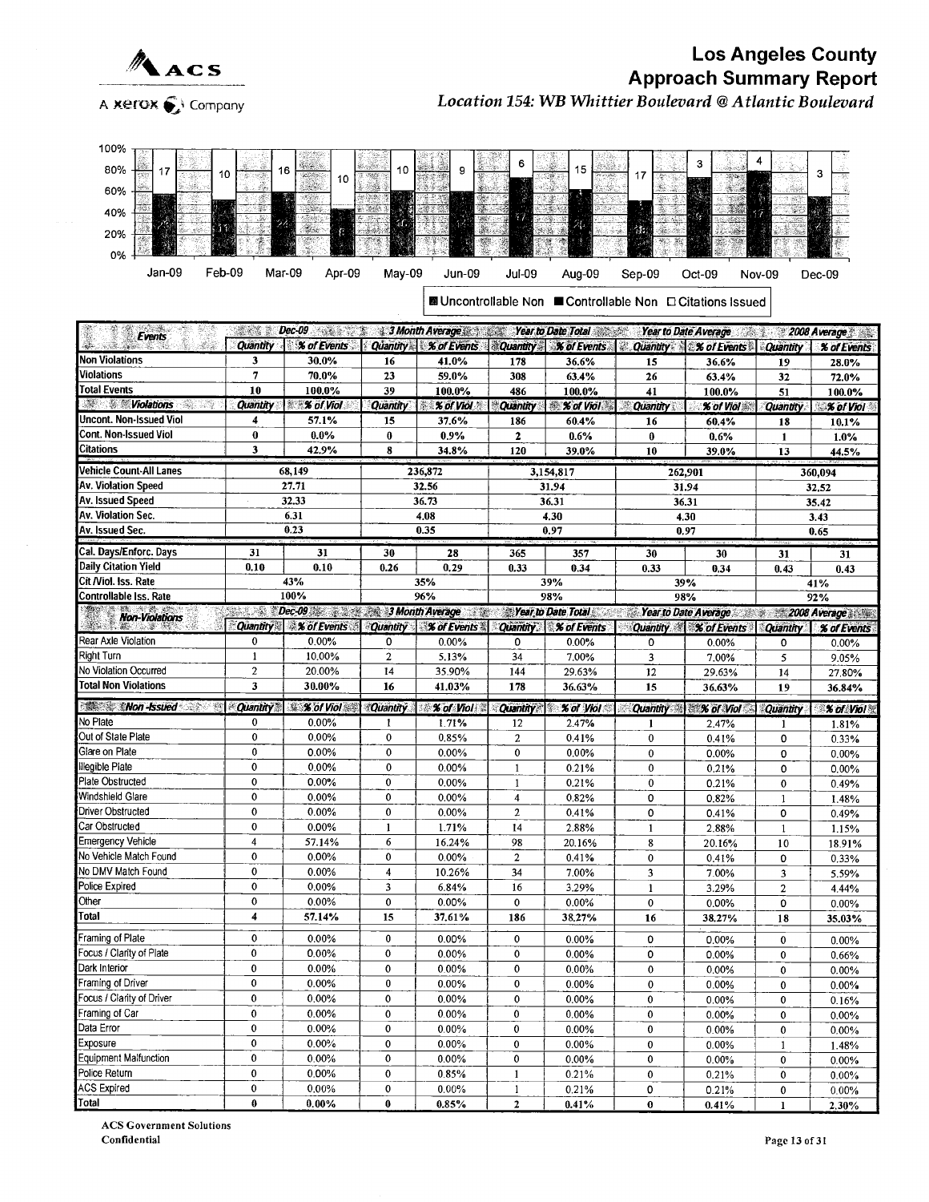# Los Angeles County Approach Summary Report

*Location 154: WB Whittier Boulevard @ Atlantic Boulevard*

ACS A Xerox Company

| | Jan-09 | Feb-09 | Mar-09 | Apr-09 | May-09 | Jun-09 | Jul-09 | Aug-09 | Sep-09 | Oct-09 | Nov-09 | Dec-09 |
|---|---|---|---|---|---|---|---|---|---|---|---|---|
| Citations Issued | 17 | 10 | 16 | 10 | 10 | 9 | 6 | 15 | 17 | 3 | 4 | 3 |

■ Uncontrollable Non ■ Controllable Non □ Citations Issued

| Events | Dec-09 | | 3 Month Average | | Year to Date Total | | Year to Date Average | | 2008 Average | |
|---|---|---|---|---|---|---|---|---|---|---|
| | Quantity | % of Events | Quantity | % of Events | Quantity | % of Events | Quantity | % of Events | Quantity | % of Events |
| Non Violations | 3 | 30.0% | 16 | 41.0% | 178 | 36.6% | 15 | 36.6% | 19 | 28.0% |
| Violations | 7 | 70.0% | 23 | 59.0% | 308 | 63.4% | 26 | 63.4% | 32 | 72.0% |
| Total Events | 10 | 100.0% | 39 | 100.0% | 486 | 100.0% | 41 | 100.0% | 51 | 100.0% |
| **Violations** | Quantity | % of Viol | Quantity | % of Viol | Quantity | % of Viol | Quantity | % of Viol | Quantity | % of Viol |
| Uncont. Non-Issued Viol | 4 | 57.1% | 15 | 37.6% | 186 | 60.4% | 16 | 60.4% | 18 | 10.1% |
| Cont. Non-Issued Viol | 0 | 0.0% | 0 | 0.9% | 2 | 0.6% | 0 | 0.6% | 1 | 1.0% |
| Citations | 3 | 42.9% | 8 | 34.8% | 120 | 39.0% | 10 | 39.0% | 13 | 44.5% |
| Vehicle Count-All Lanes | 68,149 | | 236,872 | | 3,154,817 | | 262,901 | | 360,094 | |
| Av. Violation Speed | 27.71 | | 32.56 | | 31.94 | | 31.94 | | 32.52 | |
| Av. Issued Speed | 32.33 | | 36.73 | | 36.31 | | 36.31 | | 35.42 | |
| Av. Violation Sec. | 6.31 | | 4.08 | | 4.30 | | 4.30 | | 3.43 | |
| Av. Issued Sec. | 0.23 | | 0.35 | | 0.97 | | 0.97 | | 0.65 | |
| Cal. Days/Enforc. Days | 31 | 31 | 30 | 28 | 365 | 357 | 30 | 30 | 31 | 31 |
| Daily Citation Yield | 0.10 | 0.10 | 0.26 | 0.29 | 0.33 | 0.34 | 0.33 | 0.34 | 0.43 | 0.43 |
| Cit /Viol. Iss. Rate | 43% | | 35% | | 39% | | 39% | | 41% | |
| Controllable Iss. Rate | 100% | | 96% | | 98% | | 98% | | 92% | |
| **Non-Violations** | Quantity | % of Events | Quantity | % of Events | Quantity | % of Events | Quantity | % of Events | Quantity | % of Events |
| Rear Axle Violation | 0 | 0.00% | 0 | 0.00% | 0 | 0.00% | 0 | 0.00% | 0 | 0.00% |
| Right Turn | 1 | 10.00% | 2 | 5.13% | 34 | 7.00% | 3 | 7.00% | 5 | 9.05% |
| No Violation Occurred | 2 | 20.00% | 14 | 35.90% | 144 | 29.63% | 12 | 29.63% | 14 | 27.80% |
| Total Non Violations | 3 | 30.00% | 16 | 41.03% | 178 | 36.63% | 15 | 36.63% | 19 | 36.84% |
| **Non-Issued** | Quantity | % of Viol | Quantity | % of Viol | Quantity | % of Viol | Quantity | % of Viol | Quantity | % of Viol |
| No Plate | 0 | 0.00% | 1 | 1.71% | 12 | 2.47% | 1 | 2.47% | 1 | 1.81% |
| Out of State Plate | 0 | 0.00% | 0 | 0.85% | 2 | 0.41% | 0 | 0.41% | 0 | 0.33% |
| Glare on Plate | 0 | 0.00% | 0 | 0.00% | 0 | 0.00% | 0 | 0.00% | 0 | 0.00% |
| Illegible Plate | 0 | 0.00% | 0 | 0.00% | 1 | 0.21% | 0 | 0.21% | 0 | 0.00% |
| Plate Obstructed | 0 | 0.00% | 0 | 0.00% | 1 | 0.21% | 0 | 0.21% | 0 | 0.49% |
| Windshield Glare | 0 | 0.00% | 0 | 0.00% | 4 | 0.82% | 0 | 0.82% | 1 | 1.48% |
| Driver Obstructed | 0 | 0.00% | 0 | 0.00% | 2 | 0.41% | 0 | 0.41% | 0 | 0.49% |
| Car Obstructed | 0 | 0.00% | 1 | 1.71% | 14 | 2.88% | 1 | 2.88% | 1 | 1.15% |
| Emergency Vehicle | 4 | 57.14% | 6 | 16.24% | 98 | 20.16% | 8 | 20.16% | 10 | 18.91% |
| No Vehicle Match Found | 0 | 0.00% | 0 | 0.00% | 2 | 0.41% | 0 | 0.41% | 0 | 0.33% |
| No DMV Match Found | 0 | 0.00% | 4 | 10.26% | 34 | 7.00% | 3 | 7.00% | 3 | 5.59% |
| Police Expired | 0 | 0.00% | 3 | 6.84% | 16 | 3.29% | 1 | 3.29% | 2 | 4.44% |
| Other | 0 | 0.00% | 0 | 0.00% | 0 | 0.00% | 0 | 0.00% | 0 | 0.00% |
| Total | 4 | 57.14% | 15 | 37.61% | 186 | 38.27% | 16 | 38.27% | 18 | 35.03% |
| Framing of Plate | 0 | 0.00% | 0 | 0.00% | 0 | 0.00% | 0 | 0.00% | 0 | 0.00% |
| Focus / Clarity of Plate | 0 | 0.00% | 0 | 0.00% | 0 | 0.00% | 0 | 0.00% | 0 | 0.66% |
| Dark Interior | 0 | 0.00% | 0 | 0.00% | 0 | 0.00% | 0 | 0.00% | 0 | 0.00% |
| Framing of Driver | 0 | 0.00% | 0 | 0.00% | 0 | 0.00% | 0 | 0.00% | 0 | 0.00% |
| Focus / Clarity of Driver | 0 | 0.00% | 0 | 0.00% | 0 | 0.00% | 0 | 0.00% | 0 | 0.16% |
| Framing of Car | 0 | 0.00% | 0 | 0.00% | 0 | 0.00% | 0 | 0.00% | 0 | 0.00% |
| Data Error | 0 | 0.00% | 0 | 0.00% | 0 | 0.00% | 0 | 0.00% | 0 | 0.00% |
| Exposure | 0 | 0.00% | 0 | 0.00% | 0 | 0.00% | 0 | 0.00% | 1 | 1.48% |
| Equipment Malfunction | 0 | 0.00% | 0 | 0.00% | 0 | 0.00% | 0 | 0.00% | 0 | 0.00% |
| Police Return | 0 | 0.00% | 0 | 0.85% | 1 | 0.21% | 0 | 0.21% | 0 | 0.00% |
| ACS Expired | 0 | 0.00% | 0 | 0.00% | 1 | 0.21% | 0 | 0.21% | 0 | 0.00% |
| Total | 0 | 0.00% | 0 | 0.85% | 2 | 0.41% | 0 | 0.41% | 1 | 2.30% |

ACS Government Solutions
Confidential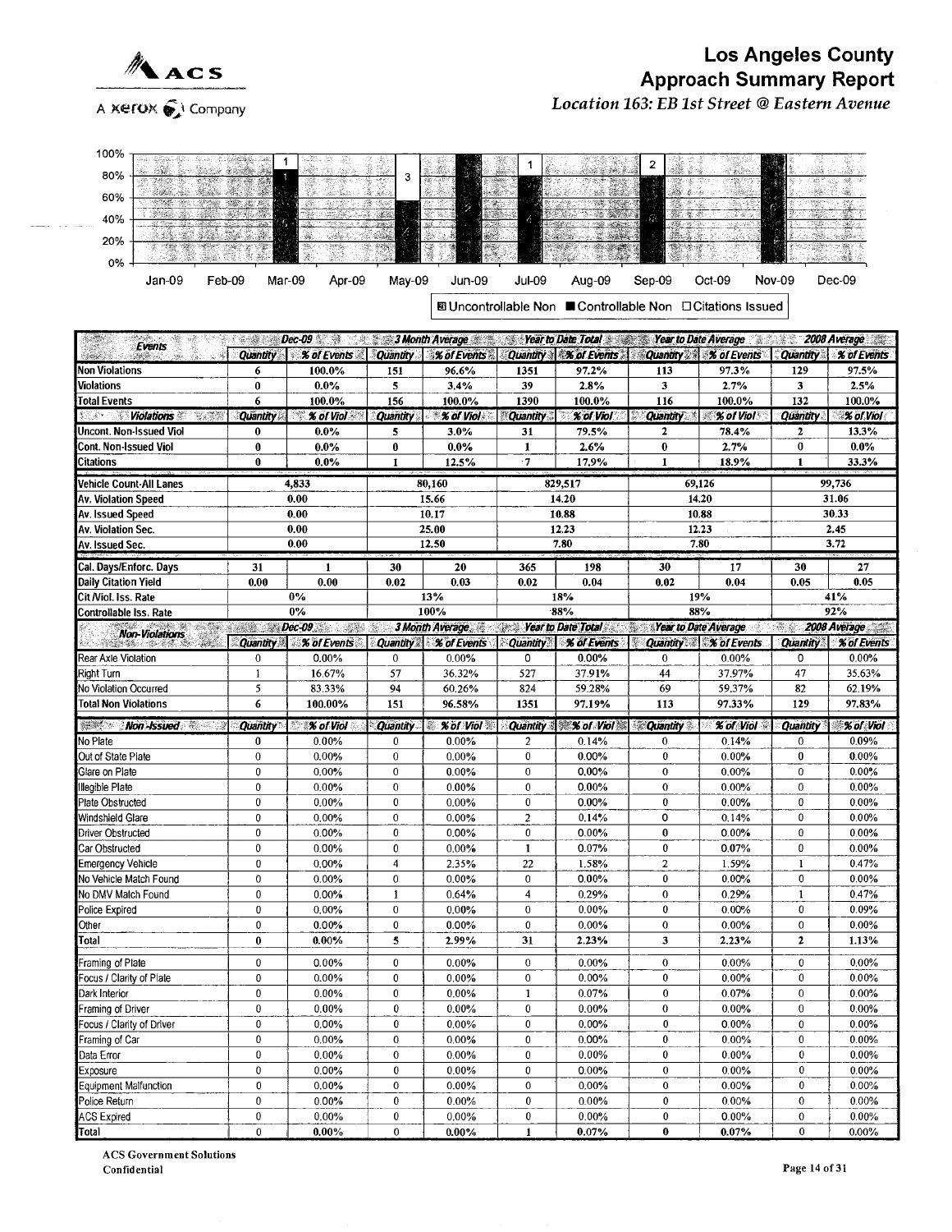# Los Angeles County
## Approach Summary Report
*Location 163: EB 1st Street @ Eastern Avenue*

ACS
A Xerox Company

| Month | Jan-09 | Feb-09 | Mar-09 | Apr-09 | May-09 | Jun-09 | Jul-09 | Aug-09 | Sep-09 | Oct-09 | Nov-09 | Dec-09 |
|---|---|---|---|---|---|---|---|---|---|---|---|---|
| Citations Issued | | | 1 | | 3 | | 1 | | 2 | | | |

Legend: Uncontrollable Non ■ Controllable Non □ Citations Issued

| Events | Dec-09 | | 3 Month Average | | Year to Date Total | | Year to Date Average | | 2008 Average | |
|---|---|---|---|---|---|---|---|---|---|---|
| | Quantity | % of Events | Quantity | % of Events | Quantity | % of Events | Quantity | % of Events | Quantity | % of Events |
| Non Violations | 6 | 100.0% | 151 | 96.6% | 1351 | 97.2% | 113 | 97.3% | 129 | 97.5% |
| Violations | 0 | 0.0% | 5 | 3.4% | 39 | 2.8% | 3 | 2.7% | 3 | 2.5% |
| Total Events | 6 | 100.0% | 156 | 100.0% | 1390 | 100.0% | 116 | 100.0% | 132 | 100.0% |
| **Violations** | Quantity | % of Viol | Quantity | % of Viol | Quantity | % of Viol | Quantity | % of Viol | Quantity | % of Viol |
| Uncont. Non-Issued Viol | 0 | 0.0% | 5 | 3.0% | 31 | 79.5% | 2 | 78.4% | 2 | 13.3% |
| Cont. Non-Issued Viol | 0 | 0.0% | 0 | 0.0% | 1 | 2.6% | 0 | 2.7% | 0 | 0.0% |
| Citations | 0 | 0.0% | 1 | 12.5% | 7 | 17.9% | 1 | 18.9% | 1 | 33.3% |
| Vehicle Count-All Lanes | 4,833 | | 80,160 | | 829,517 | | 69,126 | | 99,736 | |
| Av. Violation Speed | 0.00 | | 15.66 | | 14.20 | | 14.20 | | 31.06 | |
| Av. Issued Speed | 0.00 | | 10.17 | | 10.88 | | 10.88 | | 30.33 | |
| Av. Violation Sec. | 0.00 | | 25.00 | | 12.23 | | 12.23 | | 2.45 | |
| Av. Issued Sec. | 0.00 | | 12.50 | | 7.80 | | 7.80 | | 3.72 | |
| Cal. Days/Enforc. Days | 31 | 1 | 30 | 20 | 365 | 198 | 30 | 17 | 30 | 27 |
| Daily Citation Yield | 0.00 | 0.00 | 0.02 | 0.03 | 0.02 | 0.04 | 0.02 | 0.04 | 0.05 | 0.05 |
| Cit /Viol. Iss. Rate | 0% | | 13% | | 18% | | 19% | | 41% | |
| Controllable Iss. Rate | 0% | | 100% | | 88% | | 88% | | 92% | |
| **Non-Violations** | Quantity | % of Events | Quantity | % of Events | Quantity | % of Events | Quantity | % of Events | Quantity | % of Events |
| Rear Axle Violation | 0 | 0.00% | 0 | 0.00% | 0 | 0.00% | 0 | 0.00% | 0 | 0.00% |
| Right Turn | 1 | 16.67% | 57 | 36.32% | 527 | 37.91% | 44 | 37.97% | 47 | 35.63% |
| No Violation Occurred | 5 | 83.33% | 94 | 60.26% | 824 | 59.28% | 69 | 59.37% | 82 | 62.19% |
| Total Non Violations | 6 | 100.00% | 151 | 96.58% | 1351 | 97.19% | 113 | 97.33% | 129 | 97.83% |
| **Non-Issued** | Quantity | % of Viol | Quantity | % of Viol | Quantity | % of Viol | Quantity | % of Viol | Quantity | % of Viol |
| No Plate | 0 | 0.00% | 0 | 0.00% | 2 | 0.14% | 0 | 0.14% | 0 | 0.09% |
| Out of State Plate | 0 | 0.00% | 0 | 0.00% | 0 | 0.00% | 0 | 0.00% | 0 | 0.00% |
| Glare on Plate | 0 | 0.00% | 0 | 0.00% | 0 | 0.00% | 0 | 0.00% | 0 | 0.00% |
| Illegible Plate | 0 | 0.00% | 0 | 0.00% | 0 | 0.00% | 0 | 0.00% | 0 | 0.00% |
| Plate Obstructed | 0 | 0.00% | 0 | 0.00% | 0 | 0.00% | 0 | 0.00% | 0 | 0.00% |
| Windshield Glare | 0 | 0.00% | 0 | 0.00% | 2 | 0.14% | 0 | 0.14% | 0 | 0.00% |
| Driver Obstructed | 0 | 0.00% | 0 | 0.00% | 0 | 0.00% | 0 | 0.00% | 0 | 0.00% |
| Car Obstructed | 0 | 0.00% | 0 | 0.00% | 1 | 0.07% | 0 | 0.07% | 0 | 0.00% |
| Emergency Vehicle | 0 | 0.00% | 4 | 2.35% | 22 | 1.58% | 2 | 1.59% | 1 | 0.47% |
| No Vehicle Match Found | 0 | 0.00% | 0 | 0.00% | 0 | 0.00% | 0 | 0.00% | 0 | 0.00% |
| No DMV Match Found | 0 | 0.00% | 1 | 0.64% | 4 | 0.29% | 0 | 0.29% | 1 | 0.47% |
| Police Expired | 0 | 0.00% | 0 | 0.00% | 0 | 0.00% | 0 | 0.00% | 0 | 0.09% |
| Other | 0 | 0.00% | 0 | 0.00% | 0 | 0.00% | 0 | 0.00% | 0 | 0.00% |
| Total | 0 | 0.00% | 5 | 2.99% | 31 | 2.23% | 3 | 2.23% | 2 | 1.13% |
| Framing of Plate | 0 | 0.00% | 0 | 0.00% | 0 | 0.00% | 0 | 0.00% | 0 | 0.00% |
| Focus / Clarity of Plate | 0 | 0.00% | 0 | 0.00% | 0 | 0.00% | 0 | 0.00% | 0 | 0.00% |
| Dark Interior | 0 | 0.00% | 0 | 0.00% | 1 | 0.07% | 0 | 0.07% | 0 | 0.00% |
| Framing of Driver | 0 | 0.00% | 0 | 0.00% | 0 | 0.00% | 0 | 0.00% | 0 | 0.00% |
| Focus / Clarity of Driver | 0 | 0.00% | 0 | 0.00% | 0 | 0.00% | 0 | 0.00% | 0 | 0.00% |
| Framing of Car | 0 | 0.00% | 0 | 0.00% | 0 | 0.00% | 0 | 0.00% | 0 | 0.00% |
| Data Error | 0 | 0.00% | 0 | 0.00% | 0 | 0.00% | 0 | 0.00% | 0 | 0.00% |
| Exposure | 0 | 0.00% | 0 | 0.00% | 0 | 0.00% | 0 | 0.00% | 0 | 0.00% |
| Equipment Malfunction | 0 | 0.00% | 0 | 0.00% | 0 | 0.00% | 0 | 0.00% | 0 | 0.00% |
| Police Return | 0 | 0.00% | 0 | 0.00% | 0 | 0.00% | 0 | 0.00% | 0 | 0.00% |
| ACS Expired | 0 | 0.00% | 0 | 0.00% | 0 | 0.00% | 0 | 0.00% | 0 | 0.00% |
| Total | 0 | 0.00% | 0 | 0.00% | 1 | 0.07% | 0 | 0.07% | 0 | 0.00% |

ACS Government Solutions
Confidential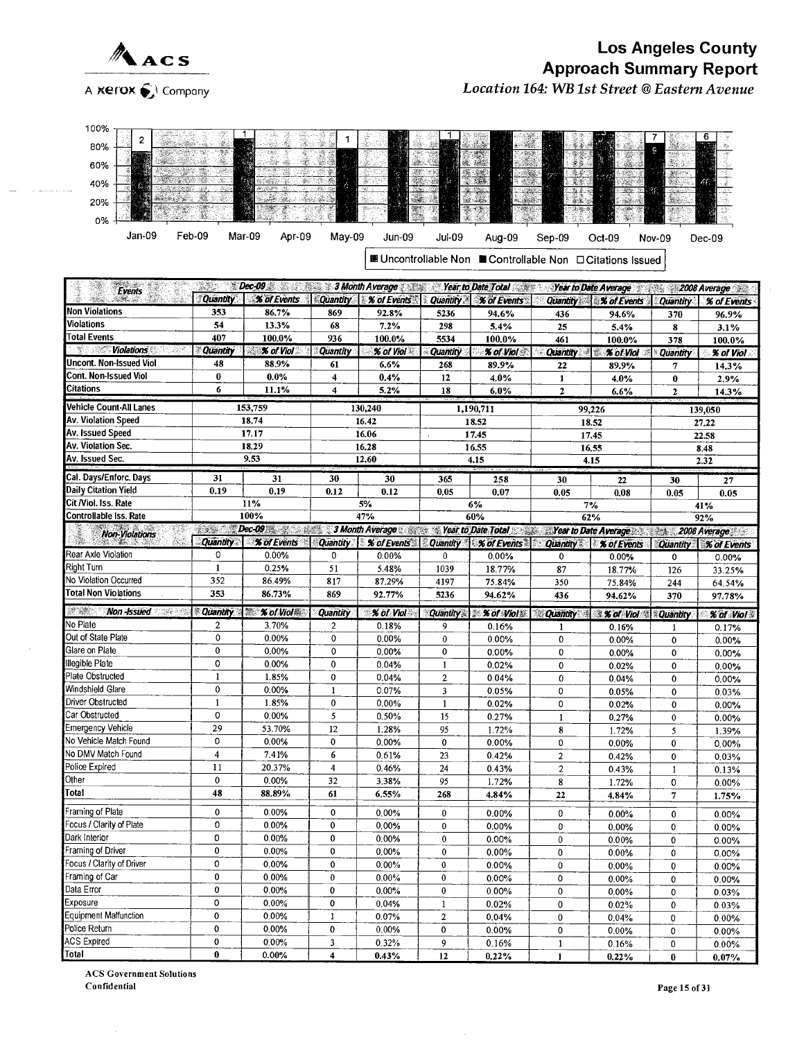# Los Angeles County
## Approach Summary Report
*Location 164: WB 1st Street @ Eastern Avenue*

100%
80%
60%
40%
20%
0%

2 1 1 1 7 9 6

Jan-09 Feb-09 Mar-09 Apr-09 May-09 Jun-09 Jul-09 Aug-09 Sep-09 Oct-09 Nov-09 Dec-09

Uncontrollable Non ■ Controllable Non □ Citations Issued

| Events | Dec-09 | | 3 Month Average | | Year to Date Total | | Year to Date Average | | 2008 Average | |
|---|---|---|---|---|---|---|---|---|---|---|
| | Quantity | % of Events | Quantity | % of Events | Quantity | % of Events | Quantity | % of Events | Quantity | % of Events |
| Non Violations | 353 | 86.7% | 869 | 92.8% | 5236 | 94.6% | 436 | 94.6% | 370 | 96.9% |
| Violations | 54 | 13.3% | 68 | 7.2% | 298 | 5.4% | 25 | 5.4% | 8 | 3.1% |
| Total Events | 407 | 100.0% | 936 | 100.0% | 5534 | 100.0% | 461 | 100.0% | 378 | 100.0% |
| Violations | Quantity | % of Viol | Quantity | % of Viol | Quantity | % of Viol | Quantity | % of Viol | Quantity | % of Viol |
| Uncont. Non-Issued Viol | 48 | 88.9% | 61 | 6.6% | 268 | 89.9% | 22 | 89.9% | 7 | 14.3% |
| Cont. Non-Issued Viol | 0 | 0.0% | 4 | 0.4% | 12 | 4.0% | 1 | 4.0% | 0 | 2.9% |
| Citations | 6 | 11.1% | 4 | 5.2% | 18 | 6.0% | 2 | 6.6% | 2 | 14.3% |
| Vehicle Count-All Lanes | 153,759 | | 130,240 | | 1,190,711 | | 99,226 | | 139,050 | |
| Av. Violation Speed | 18.74 | | 16.42 | | 18.52 | | 18.52 | | 27.22 | |
| Av. Issued Speed | 17.17 | | 16.06 | | 17.45 | | 17.45 | | 22.58 | |
| Av. Violation Sec. | 18.29 | | 16.28 | | 16.55 | | 16.55 | | 8.48 | |
| Av. Issued Sec. | 9.53 | | 12.60 | | 4.15 | | 4.15 | | 2.32 | |
| Cal. Days/Enforc. Days | 31 | 31 | 30 | 30 | 365 | 258 | 30 | 22 | 30 | 27 |
| Daily Citation Yield | 0.19 | 0.19 | 0.12 | 0.12 | 0.05 | 0.07 | 0.05 | 0.08 | 0.05 | 0.05 |
| Cit /Viol. Iss. Rate | 11% | | 5% | | 6% | | 7% | | 41% | |
| Controllable Iss. Rate | 100% | | 47% | | 60% | | 62% | | 92% | |
| Non-Violations | Dec-09 | | 3 Month Average | | Year to Date Total | | Year to Date Average | | 2008 Average | |
| | Quantity | % of Events | Quantity | % of Events | Quantity | % of Events | Quantity | % of Events | Quantity | % of Events |
| Rear Axle Violation | 0 | 0.00% | 0 | 0.00% | 0 | 0.00% | 0 | 0.00% | 0 | 0.00% |
| Right Turn | 1 | 0.25% | 51 | 5.48% | 1039 | 18.77% | 87 | 18.77% | 126 | 33.25% |
| No Violation Occurred | 352 | 86.49% | 817 | 87.29% | 4197 | 75.84% | 350 | 75.84% | 244 | 64.54% |
| Total Non Violations | 353 | 86.73% | 869 | 92.77% | 5236 | 94.62% | 436 | 94.62% | 370 | 97.78% |
| Non -Issued | Quantity | % of Viol | Quantity | % of Viol | Quantity | % of Viol | Quantity | % of Viol | Quantity | % of Viol |
| No Plate | 2 | 3.70% | 2 | 0.18% | 9 | 0.16% | 1 | 0.16% | 1 | 0.17% |
| Out of State Plate | 0 | 0.00% | 0 | 0.00% | 0 | 0.00% | 0 | 0.00% | 0 | 0.00% |
| Glare on Plate | 0 | 0.00% | 0 | 0.00% | 0 | 0.00% | 0 | 0.00% | 0 | 0.00% |
| Illegible Plate | 0 | 0.00% | 0 | 0.04% | 1 | 0.02% | 0 | 0.02% | 0 | 0.00% |
| Plate Obstructed | 1 | 1.85% | 0 | 0.04% | 2 | 0.04% | 0 | 0.04% | 0 | 0.00% |
| Windshield Glare | 0 | 0.00% | 1 | 0.07% | 3 | 0.05% | 0 | 0.05% | 0 | 0.03% |
| Driver Obstructed | 1 | 1.85% | 0 | 0.00% | 1 | 0.02% | 0 | 0.02% | 0 | 0.00% |
| Car Obstructed | 0 | 0.00% | 5 | 0.50% | 15 | 0.27% | 1 | 0.27% | 0 | 0.00% |
| Emergency Vehicle | 29 | 53.70% | 12 | 1.28% | 95 | 1.72% | 8 | 1.72% | 5 | 1.39% |
| No Vehicle Match Found | 0 | 0.00% | 0 | 0.00% | 0 | 0.00% | 0 | 0.00% | 0 | 0.00% |
| No DMV Match Found | 4 | 7.41% | 6 | 0.61% | 23 | 0.42% | 2 | 0.42% | 0 | 0.03% |
| Police Expired | 11 | 20.37% | 4 | 0.46% | 24 | 0.43% | 2 | 0.43% | 1 | 0.13% |
| Other | 0 | 0.00% | 32 | 3.38% | 95 | 1.72% | 8 | 1.72% | 0 | 0.00% |
| Total | 48 | 88.89% | 61 | 6.55% | 268 | 4.84% | 22 | 4.84% | 7 | 1.75% |
| Framing of Plate | 0 | 0.00% | 0 | 0.00% | 0 | 0.00% | 0 | 0.00% | 0 | 0.00% |
| Focus / Clarity of Plate | 0 | 0.00% | 0 | 0.00% | 0 | 0.00% | 0 | 0.00% | 0 | 0.00% |
| Dark Interior | 0 | 0.00% | 0 | 0.00% | 0 | 0.00% | 0 | 0.00% | 0 | 0.00% |
| Framing of Driver | 0 | 0.00% | 0 | 0.00% | 0 | 0.00% | 0 | 0.00% | 0 | 0.00% |
| Focus / Clarity of Driver | 0 | 0.00% | 0 | 0.00% | 0 | 0.00% | 0 | 0.00% | 0 | 0.00% |
| Framing of Car | 0 | 0.00% | 0 | 0.00% | 0 | 0.00% | 0 | 0.00% | 0 | 0.00% |
| Data Error | 0 | 0.00% | 0 | 0.00% | 0 | 0.00% | 0 | 0.00% | 0 | 0.03% |
| Exposure | 0 | 0.00% | 0 | 0.04% | 1 | 0.02% | 0 | 0.02% | 0 | 0.03% |
| Equipment Malfunction | 0 | 0.00% | 1 | 0.07% | 2 | 0.04% | 0 | 0.04% | 0 | 0.00% |
| Police Return | 0 | 0.00% | 0 | 0.00% | 0 | 0.00% | 0 | 0.00% | 0 | 0.00% |
| ACS Expired | 0 | 0.00% | 3 | 0.32% | 9 | 0.16% | 1 | 0.16% | 0 | 0.00% |
| Total | 0 | 0.00% | 4 | 0.43% | 12 | 0.22% | 1 | 0.22% | 0 | 0.07% |

ACS Government Solutions
Confidential